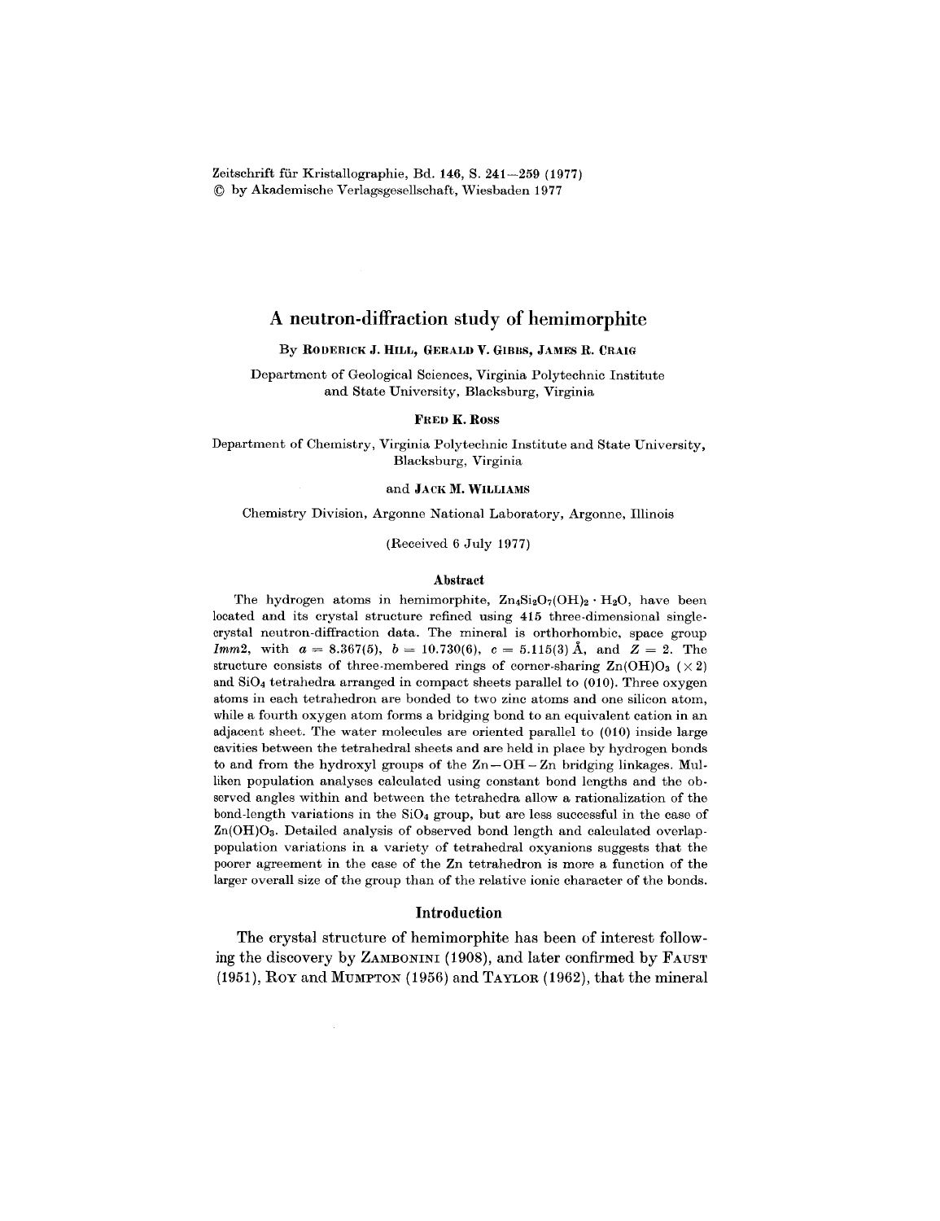Zeitschrift für Kristallographie, Bd. 146, S. 241–259 (1977)
© by Akademische Verlagsgesellschaft, Wiesbaden 1977

# A neutron-diffraction study of hemimorphite

By **Roderick J. Hill, Gerald V. Gibbs, James R. Craig**

Department of Geological Sciences, Virginia Polytechnic Institute and State University, Blacksburg, Virginia

**Fred K. Ross**

Department of Chemistry, Virginia Polytechnic Institute and State University, Blacksburg, Virginia

and **Jack M. Williams**

Chemistry Division, Argonne National Laboratory, Argonne, Illinois

(Received 6 July 1977)

## Abstract

The hydrogen atoms in hemimorphite, $Zn_4Si_2O_7(OH)_2 \cdot H_2O$, have been located and its crystal structure refined using 415 three-dimensional single-crystal neutron-diffraction data. The mineral is orthorhombic, space group *Imm*2, with $a = 8.367(5)$, $b = 10.730(6)$, $c = 5.115(3)$ Å, and $Z = 2$. The structure consists of three-membered rings of corner-sharing $Zn(OH)O_3$ ($\times 2$) and $SiO_4$ tetrahedra arranged in compact sheets parallel to (010). Three oxygen atoms in each tetrahedron are bonded to two zinc atoms and one silicon atom, while a fourth oxygen atom forms a bridging bond to an equivalent cation in an adjacent sheet. The water molecules are oriented parallel to (010) inside large cavities between the tetrahedral sheets and are held in place by hydrogen bonds to and from the hydroxyl groups of the Zn–OH–Zn bridging linkages. Mulliken population analyses calculated using constant bond lengths and the observed angles within and between the tetrahedra allow a rationalization of the bond-length variations in the $SiO_4$ group, but are less successful in the case of $Zn(OH)O_3$. Detailed analysis of observed bond length and calculated overlap-population variations in a variety of tetrahedral oxyanions suggests that the poorer agreement in the case of the Zn tetrahedron is more a function of the larger overall size of the group than of the relative ionic character of the bonds.

## Introduction

The crystal structure of hemimorphite has been of interest following the discovery by Zambonini (1908), and later confirmed by Faust (1951), Roy and Mumpton (1956) and Taylor (1962), that the mineral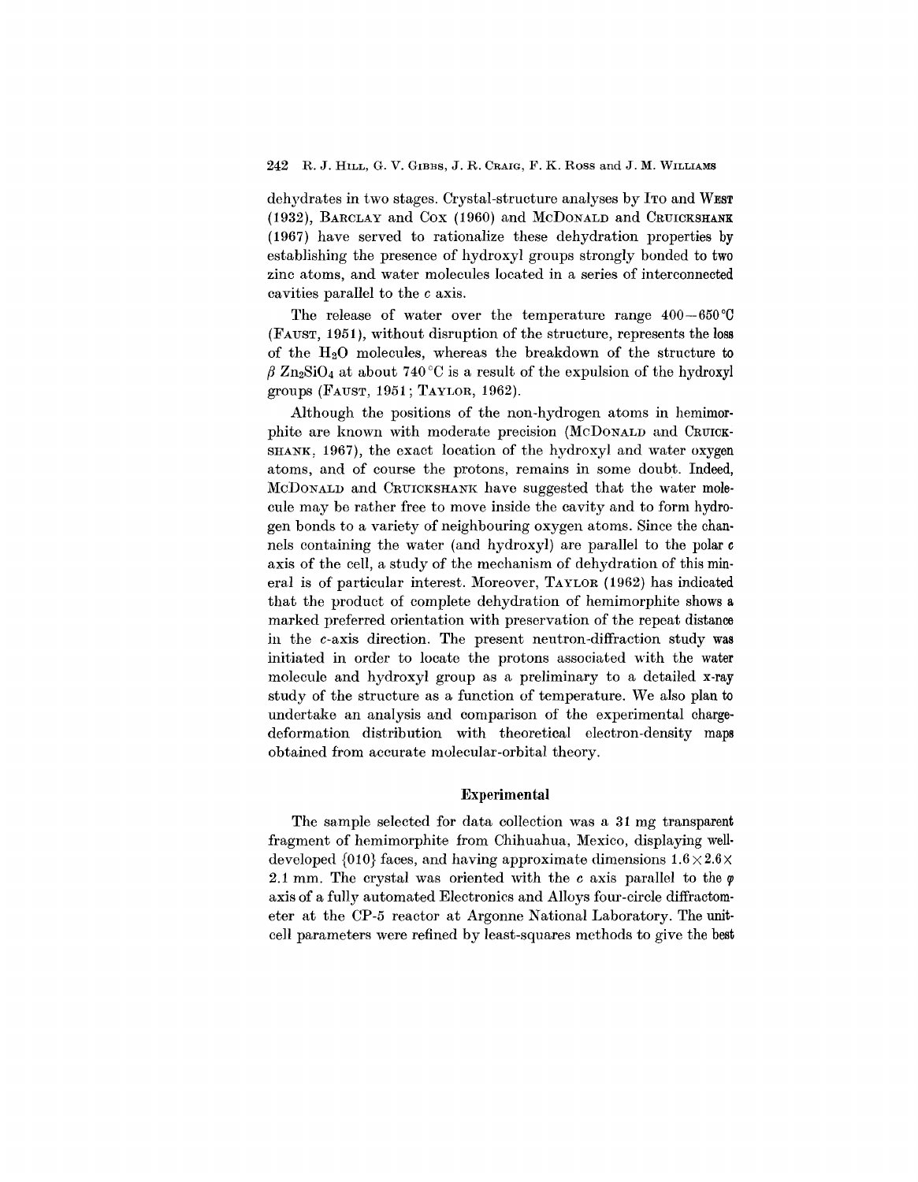dehydrates in two stages. Crystal-structure analyses by ITO and WEST (1932), BARCLAY and COX (1960) and MCDONALD and CRUICKSHANK (1967) have served to rationalize these dehydration properties by establishing the presence of hydroxyl groups strongly bonded to two zinc atoms, and water molecules located in a series of interconnected cavities parallel to the $c$ axis.

The release of water over the temperature range 400–650 °C (FAUST, 1951), without disruption of the structure, represents the loss of the $H_2O$ molecules, whereas the breakdown of the structure to $\beta$ $Zn_2SiO_4$ at about 740 °C is a result of the expulsion of the hydroxyl groups (FAUST, 1951; TAYLOR, 1962).

Although the positions of the non-hydrogen atoms in hemimorphite are known with moderate precision (MCDONALD and CRUICKSHANK, 1967), the exact location of the hydroxyl and water oxygen atoms, and of course the protons, remains in some doubt. Indeed, MCDONALD and CRUICKSHANK have suggested that the water molecule may be rather free to move inside the cavity and to form hydrogen bonds to a variety of neighbouring oxygen atoms. Since the channels containing the water (and hydroxyl) are parallel to the polar $c$ axis of the cell, a study of the mechanism of dehydration of this mineral is of particular interest. Moreover, TAYLOR (1962) has indicated that the product of complete dehydration of hemimorphite shows a marked preferred orientation with preservation of the repeat distance in the $c$-axis direction. The present neutron-diffraction study was initiated in order to locate the protons associated with the water molecule and hydroxyl group as a preliminary to a detailed x-ray study of the structure as a function of temperature. We also plan to undertake an analysis and comparison of the experimental charge-deformation distribution with theoretical electron-density maps obtained from accurate molecular-orbital theory.

## Experimental

The sample selected for data collection was a 31 mg transparent fragment of hemimorphite from Chihuahua, Mexico, displaying well-developed {010} faces, and having approximate dimensions $1.6 \times 2.6 \times 2.1$ mm. The crystal was oriented with the $c$ axis parallel to the $\varphi$ axis of a fully automated Electronics and Alloys four-circle diffractometer at the CP-5 reactor at Argonne National Laboratory. The unit-cell parameters were refined by least-squares methods to give the best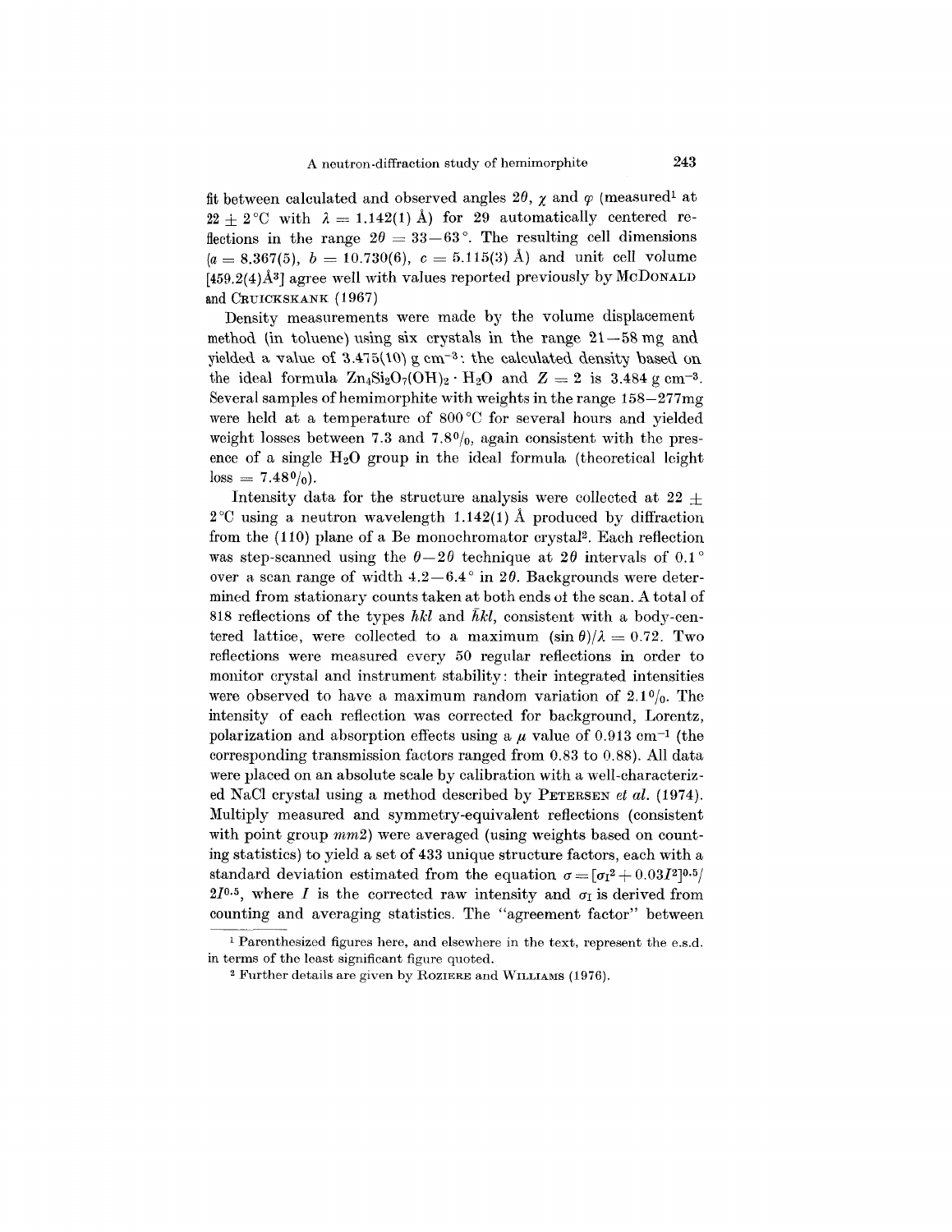fit between calculated and observed angles $2\theta$, $\chi$ and $\varphi$ (measured[1] at $22 \pm 2\,°C$ with $\lambda = 1.142(1)$ Å) for 29 automatically centered reflections in the range $2\theta = 33-63°$. The resulting cell dimensions ($a = 8.367(5)$, $b = 10.730(6)$, $c = 5.115(3)$ Å) and unit cell volume [459.2(4) Å$^3$] agree well with values reported previously by McDonald and Cruickskank (1967)

Density measurements were made by the volume displacement method (in toluene) using six crystals in the range 21–58 mg and yielded a value of 3.475(10) g cm$^{-3}$: the calculated density based on the ideal formula $Zn_4Si_2O_7(OH)_2 \cdot H_2O$ and $Z = 2$ is 3.484 g cm$^{-3}$. Several samples of hemimorphite with weights in the range 158–277mg were held at a temperature of 800 °C for several hours and yielded weight losses between 7.3 and 7.8%, again consistent with the presence of a single $H_2O$ group in the ideal formula (theoretical leight loss = 7.48%).

Intensity data for the structure analysis were collected at $22 \pm 2\,°C$ using a neutron wavelength 1.142(1) Å produced by diffraction from the (110) plane of a Be monochromator crystal[2]. Each reflection was step-scanned using the $\theta - 2\theta$ technique at $2\theta$ intervals of 0.1° over a scan range of width 4.2–6.4° in $2\theta$. Backgrounds were determined from stationary counts taken at both ends of the scan. A total of 818 reflections of the types $hkl$ and $\bar{h}kl$, consistent with a body-centered lattice, were collected to a maximum $(\sin\theta)/\lambda = 0.72$. Two reflections were measured every 50 regular reflections in order to monitor crystal and instrument stability: their integrated intensities were observed to have a maximum random variation of 2.1%. The intensity of each reflection was corrected for background, Lorentz, polarization and absorption effects using a $\mu$ value of 0.913 cm$^{-1}$ (the corresponding transmission factors ranged from 0.83 to 0.88). All data were placed on an absolute scale by calibration with a well-characterized NaCl crystal using a method described by Petersen *et al.* (1974). Multiply measured and symmetry-equivalent reflections (consistent with point group $mm2$) were averaged (using weights based on counting statistics) to yield a set of 433 unique structure factors, each with a standard deviation estimated from the equation $\sigma = [\sigma_I^2 + 0.03I^2]^{0.5}/2I^{0.5}$, where $I$ is the corrected raw intensity and $\sigma_I$ is derived from counting and averaging statistics. The "agreement factor" between

[1] Parenthesized figures here, and elsewhere in the text, represent the e.s.d. in terms of the least significant figure quoted.

[2] Further details are given by Roziere and Williams (1976).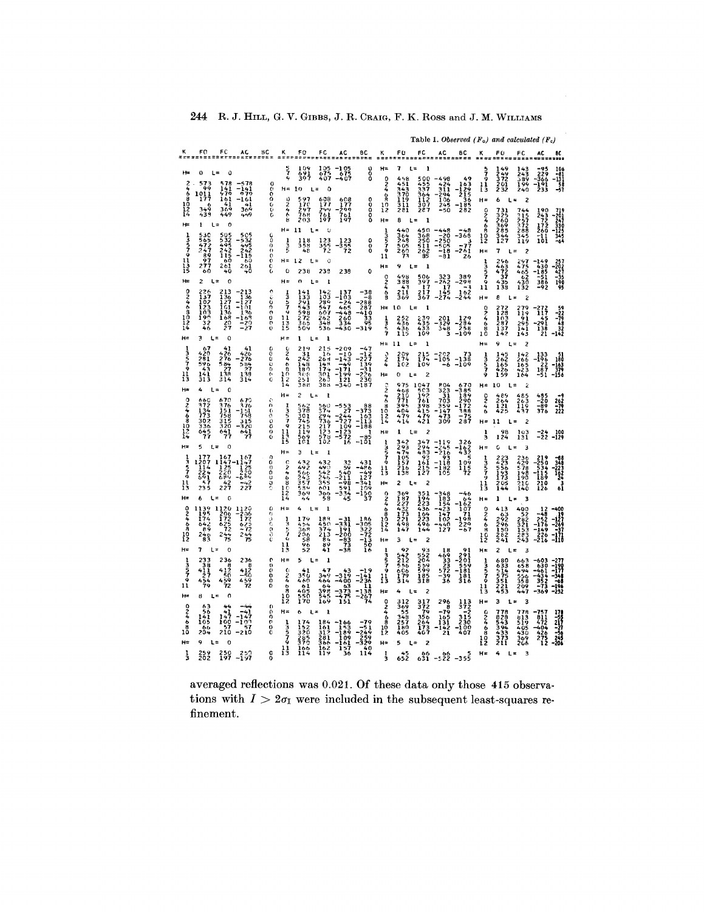Table 1. *Observed* ($F_o$) *and calculated* ($F_c$)

| K | FO | FC | AC | BC |
|---|---|---|---|---|
| H= 0 L= 0 | | | | |
| 2 | 573 | 578 | -578 | 0 |
| 4 | 99 | 141 | -141 | 0 |
| 6 | 1011 | 979 | 979 | 0 |
| 8 | 177 | 161 | -161 | 0 |
| 10 | 6 | 41 | 41 | 0 |
| 12 | 349 | 369 | 369 | 0 |
| 14 | 439 | 449 | 449 | 0 |
| H= 1 L= 0 | | | | |
| 1 | 530 | 505 | 505 | 0 |
| 3 | 565 | 532 | -532 | 0 |
| 5 | 472 | 495 | 495 | 0 |
| 7 | 247 | 242 | 242 | 0 |
| 9 | 89 | 115 | -115 | 0 |
| 11 | 97 | 60 | 60 | 0 |
| 13 | 277 | 261 | 261 | 0 |
| 15 | 60 | 40 | 40 | 0 |
| H= 2 L= 0 | | | | |
| 0 | 226 | 213 | -213 | 0 |
| 2 | 137 | 136 | 136 | 0 |
| 4 | 102 | 127 | -127 | 0 |
| 6 | 123 | 101 | -101 | 0 |
| 8 | 103 | 136 | 136 | 0 |
| 10 | 190 | 168 | -168 | 0 |
| 12 | 32 | 20 | -20 | 0 |
| 14 | 46 | 27 | -27 | 0 |
| H= 3 L= 0 | | | | |
| 1 | 67 | 41 | 41 | 0 |
| 3 | 420 | 426 | 426 | 0 |
| 5 | 281 | 276 | -276 | 0 |
| 7 | 596 | 584 | 584 | 0 |
| 9 | 43 | 27 | 27 | 0 |
| 11 | 141 | 138 | 138 | 0 |
| 13 | 313 | 314 | 314 | 0 |
| H= 4 L= 0 | | | | |
| 0 | 660 | 670 | 670 | 0 |
| 2 | 372 | 376 | 376 | 0 |
| 4 | 134 | 151 | -151 | 0 |
| 6 | 773 | 758 | 758 | 0 |
| 8 | 302 | 315 | 315 | 0 |
| 10 | 336 | 320 | -320 | 0 |
| 12 | 645 | 641 | 641 | 0 |
| 14 | 77 | 77 | 77 | 0 |
| H= 5 L= 0 | | | | |
| 1 | 177 | 167 | 167 | 0 |
| 3 | 1207 | 1147 | -1147 | 0 |
| 5 | 114 | 125 | 125 | 0 |
| 7 | 224 | 220 | 220 | 0 |
| 9 | 691 | 684 | -684 | 0 |
| 11 | 47 | 42 | -42 | 0 |
| 13 | 235 | 227 | 227 | 0 |
| H= 6 L= 0 | | | | |
| 0 | 1139 | 1120 | 1120 | 0 |
| 2 | 195 | 206 | -206 | 0 |
| 4 | 174 | 172 | 172 | 0 |
| 6 | 642 | 625 | 625 | 0 |
| 8 | 89 | 72 | -72 | 0 |
| 10 | 240 | 244 | 244 | 0 |
| 12 | 83 | 75 | 75 | 0 |
| H= 7 L= 0 | | | | |
| 1 | 233 | 236 | 236 | 0 |
| 3 | 38 | 8 | 8 | 0 |
| 5 | 411 | 412 | 412 | 0 |
| 7 | 27 | 60 | -60 | 0 |
| 9 | 454 | 459 | 459 | 0 |
| 11 | 79 | 72 | 72 | 0 |
| H= 8 L= 0 | | | | |
| 0 | 63 | 44 | -44 | 0 |
| 2 | 56 | 41 | -41 | 0 |
| 4 | 141 | 147 | -147 | 0 |
| 6 | 105 | 100 | -100 | 0 |
| 8 | 66 | 57 | 57 | 0 |
| 10 | 204 | 210 | -210 | 0 |
| H= 9 L= 0 | | | | |
| 1 | 259 | 250 | 250 | 0 |
| 3 | 202 | 197 | -197 | 0 |
| 5 | 109 | 105 | -105 | 0 |
| 7 | 691 | 675 | 675 | 0 |
| 9 | 397 | 407 | -407 | 0 |
| H= 10 L= 0 | | | | |
| 0 | 597 | 608 | 608 | 0 |
| 2 | 170 | 177 | 177 | 0 |
| 4 | 297 | 299 | -299 | 0 |
| 6 | 768 | 761 | 761 | 0 |
| 8 | 203 | 197 | 197 | 0 |
| H= 11 L= 0 | | | | |
| 1 | 118 | 123 | 123 | 0 |
| 3 | 358 | 355 | -355 | 0 |
| 5 | 48 | 72 | 72 | 0 |
| H= 12 L= 0 | | | | |
| 0 | 238 | 238 | 238 | 0 |
| H= 0 L= 1 | | | | |
| 1 | 141 | 142 | -137 | -38 |
| 3 | 133 | 103 | -103 | -8 |
| 5 | 291 | 289 | -24 | -288 |
| 7 | 543 | 547 | 465 | 287 |
| 9 | 598 | 607 | -448 | -410 |
| 11 | 272 | 262 | 260 | 33 |
| 13 | 365 | 348 | 336 | 95 |
| 15 | 509 | 536 | -430 | -319 |
| H= 1 L= 1 | | | | |
| 0 | 219 | 215 | -209 | -47 |
| 2 | 31 | 16 | -10 | -12 |
| 4 | 242 | 264 | -143 | -227 |
| 6 | 148 | 144 | -44 | 139 |
| 8 | 180 | 174 | -171 | -31 |
| 10 | 306 | 301 | -199 | 226 |
| 12 | 251 | 263 | 121 | 230 |
| 14 | 388 | 388 | -340 | -187 |
| H= 2 L= 1 | | | | |
| 1 | 562 | 560 | -553 | 88 |
| 3 | 378 | 374 | 27 | -373 |
| 5 | 301 | 294 | -244 | 163 |
| 7 | 745 | 736 | -727 | -113 |
| 9 | 215 | 217 | 109 | -188 |
| 11 | 119 | 123 | -123 | 1 |
| 13 | 569 | 578 | -572 | -85 |
| 15 | 101 | 102 | 16 | -101 |
| H= 3 L= 1 | | | | |
| 0 | 432 | 432 | 32 | 431 |
| 2 | 492 | 490 | 59 | -486 |
| 4 | 566 | 542 | 540 | -49 |
| 6 | 243 | 246 | -211 | 127 |
| 8 | 357 | 355 | -98 | -341 |
| 10 | 539 | 601 | 591 | 109 |
| 12 | 369 | 366 | -334 | -150 |
| 14 | 44 | 58 | 45 | 37 |
| H= 4 L= 1 | | | | |
| 1 | 179 | 189 | -31 | 186 |
| 3 | 454 | 450 | -331 | -305 |
| 5 | 368 | 374 | 191 | 322 |
| 7 | 206 | 213 | -200 | -72 |
| 9 | 58 | 84 | -83 | -13 |
| 11 | 96 | 89 | 73 | 50 |
| 13 | 52 | 41 | -38 | 16 |
| H= 5 L= 1 | | | | |
| 0 | 41 | 47 | 43 | -19 |
| 2 | 350 | 349 | -319 | -141 |
| 4 | 460 | 464 | -400 | -236 |
| 6 | 61 | 64 | 63 | 11 |
| 8 | 405 | 398 | -373 | -138 |
| 10 | 550 | 545 | -475 | -267 |
| 12 | 170 | 169 | 151 | 74 |
| H= 6 L= 1 | | | | |
| 1 | 174 | 184 | -166 | -79 |
| 3 | 152 | 161 | 153 | -51 |
| 5 | 320 | 312 | -189 | -249 |
| 7 | 285 | 281 | 109 | 259 |
| 9 | 370 | 366 | -161 | -329 |
| 11 | 166 | 162 | 157 | 40 |
| 13 | 114 | 119 | 36 | 114 |
| H= 7 L= 1 | | | | |
| 0 | 498 | 500 | -498 | 49 |
| 2 | 451 | 455 | 424 | 163 |
| 4 | 343 | 337 | 311 | -129 |
| 6 | 370 | 364 | -294 | 215 |
| 8 | 119 | 112 | 106 | 36 |
| 10 | 311 | 307 | 245 | -185 |
| 12 | 281 | 287 | -50 | 282 |
| H= 8 L= 1 | | | | |
| 1 | 440 | 450 | -448 | -48 |
| 3 | 364 | 368 | -20 | -368 |
| 5 | 249 | 250 | -250 | 3 |
| 7 | 505 | 511 | -505 | -77 |
| 9 | 260 | 262 | -18 | -261 |
| 11 | 73 | 85 | -81 | 26 |
| H= 9 L= 1 | | | | |
| 0 | 498 | 506 | 323 | 389 |
| 2 | 388 | 397 | -262 | -298 |
| 4 | 43 | 17 | 17 | -3 |
| 6 | 211 | 217 | 145 | 162 |
| 8 | 369 | 367 | -274 | -244 |
| H= 10 L= 1 | | | | |
| 1 | 252 | 239 | 201 | 129 |
| 3 | 435 | 435 | -329 | -284 |
| 5 | 436 | 433 | 348 | 258 |
| 7 | 115 | 109 | 3 | -109 |
| H= 11 L= 1 | | | | |
| 0 | 209 | 215 | -202 | 73 |
| 2 | 174 | 174 | -105 | -138 |
| 4 | 102 | 109 | -6 | -109 |
| H= 0 L= 2 | | | | |
| 0 | 975 | 1047 | 804 | 670 |
| 2 | 468 | 503 | 323 | -385 |
| 4 | 210 | 192 | 31 | 189 |
| 6 | 771 | 761 | 703 | 290 |
| 8 | 395 | 398 | 359 | -172 |
| 10 | 404 | 415 | -147 | 388 |
| 12 | 479 | 479 | 473 | -75 |
| 14 | 414 | 421 | 309 | 287 |
| H= 1 L= 2 | | | | |
| 1 | 342 | 347 | -119 | 326 |
| 3 | 293 | 294 | -245 | -162 |
| 5 | 474 | 483 | -216 | 432 |
| 7 | 105 | 93 | 93 | 5 |
| 9 | 157 | 161 | -118 | 109 |
| 11 | 212 | 215 | -182 | 115 |
| 13 | 138 | 127 | 105 | 72 |
| H= 2 L= 2 | | | | |
| 0 | 369 | 351 | -348 | -46 |
| 2 | 187 | 194 | 183 | 64 |
| 4 | 227 | 223 | 154 | -162 |
| 6 | 432 | 436 | -423 | 107 |
| 8 | 173 | 164 | 147 | 71 |
| 10 | 221 | 223 | 102 | -198 |
| 12 | 498 | 496 | -440 | 229 |
| 14 | 147 | 144 | 127 | -67 |
| H= 3 L= 2 | | | | |
| 1 | 92 | 93 | 18 | 91 |
| 3 | 542 | 552 | 469 | 291 |
| 5 | 212 | 204 | 33 | -201 |
| 7 | 556 | 559 | 23 | 559 |
| 9 | 666 | 599 | 572 | -181 |
| 11 | 179 | 185 | -39 | 181 |
| 13 | 314 | 318 | 36 | 316 |
| H= 4 L= 2 | | | | |
| 0 | 312 | 317 | 296 | 113 |
| 2 | 369 | 372 | 8 | 372 |
| 4 | 55 | 79 | -79 | -2 |
| 6 | 348 | 356 | 165 | 315 |
| 8 | 257 | 264 | 131 | 230 |
| 10 | 180 | 173 | -142 | -100 |
| 12 | 405 | 407 | 21 | 407 |
| H= 5 L= 2 | | | | |
| 1 | 45 | 66 | 66 | 5 |
| 3 | 652 | 631 | -522 | -355 |
| 5 | 149 | 143 | -95 | 106 |
| 7 | 249 | 243 | 229 | -81 |
| 9 | 372 | 389 | -366 | -131 |
| 11 | 201 | 199 | -191 | 58 |
| 13 | 232 | 240 | 233 | -57 |
| H= 6 L= 2 | | | | |
| 0 | 731 | 744 | 190 | 719 |
| 2 | 325 | 315 | 243 | -201 |
| 4 | 260 | 257 | 72 | 247 |
| 6 | 369 | 372 | 172 | 330 |
| 8 | 285 | 288 | 260 | -125 |
| 10 | 344 | 345 | -11 | 345 |
| 12 | 127 | 119 | 101 | -64 |
| H= 7 L= 2 | | | | |
| 1 | 296 | 297 | -149 | 257 |
| 3 | 463 | 475 | -430 | -202 |
| 5 | 472 | 465 | -185 | 427 |
| 7 | 37 | 62 | -51 | -35 |
| 9 | 435 | 430 | 386 | 190 |
| 11 | 138 | 132 | -92 | 95 |
| H= 8 L= 2 | | | | |
| 0 | 272 | 279 | -272 | 59 |
| 2 | 128 | 119 | 117 | -22 |
| 4 | 103 | 91 | -45 | -79 |
| 6 | 287 | 296 | -291 | 48 |
| 8 | 137 | 141 | 138 | 32 |
| 10 | 142 | 143 | 21 | -142 |
| H= 9 L= 2 | | | | |
| 1 | 145 | 142 | 133 | 51 |
| 3 | 262 | 266 | -196 | 180 |
| 5 | 165 | 165 | 22 | -163 |
| 7 | 426 | 423 | 187 | 379 |
| 9 | 159 | 164 | -51 | -156 |
| H= 10 L= 2 | | | | |
| 0 | 489 | 485 | 485 | -9 |
| 2 | 264 | 263 | -20 | 262 |
| 4 | 121 | 116 | -89 | -79 |
| 6 | 425 | 437 | 376 | 222 |
| H= 11 L= 2 | | | | |
| 1 | 98 | 103 | -24 | 100 |
| 3 | 124 | 131 | -22 | -129 |
| H= 0 L= 3 | | | | |
| 1 | 223 | 236 | 219 | -88 |
| 3 | 423 | 429 | -250 | 348 |
| 5 | 556 | 578 | 534 | -223 |
| 7 | 153 | 198 | -115 | 162 |
| 9 | 173 | 190 | 189 | 24 |
| 11 | 205 | 210 | 210 | 3 |
| 13 | 144 | 140 | 126 | 61 |
| H= 1 L= 3 | | | | |
| 0 | 413 | 400 | 12 | -400 |
| 2 | 63 | 52 | -48 | -19 |
| 4 | 292 | 282 | 252 | -127 |
| 6 | 296 | 321 | -176 | -269 |
| 8 | 150 | 153 | -149 | -37 |
| 10 | 282 | 283 | 226 | -170 |
| 12 | 241 | 243 | -216 | -110 |
| H= 2 L= 3 | | | | |
| 1 | 680 | 663 | -603 | -277 |
| 3 | 633 | 658 | 630 | -190 |
| 5 | 514 | 494 | -461 | -177 |
| 7 | 575 | 556 | -434 | -348 |
| 9 | 351 | 358 | 352 | -68 |
| 11 | 221 | 209 | -73 | -196 |
| 13 | 453 | 447 | -369 | -252 |
| H= 3 L= 3 | | | | |
| 0 | 778 | 778 | -757 | 178 |
| 2 | 828 | 813 | 811 | -55 |
| 4 | 543 | 519 | 472 | 217 |
| 6 | 394 | 405 | -404 | -27 |
| 8 | 433 | 430 | 426 | -56 |
| 10 | 373 | 369 | 275 | 245 |
| 12 | 211 | 206 | 12 | -206 |
| H= 4 L= 3 | | | | |

averaged reflections was 0.021. Of these data only those 415 observations with $I > 2\sigma_I$ were included in the subsequent least-squares refinement.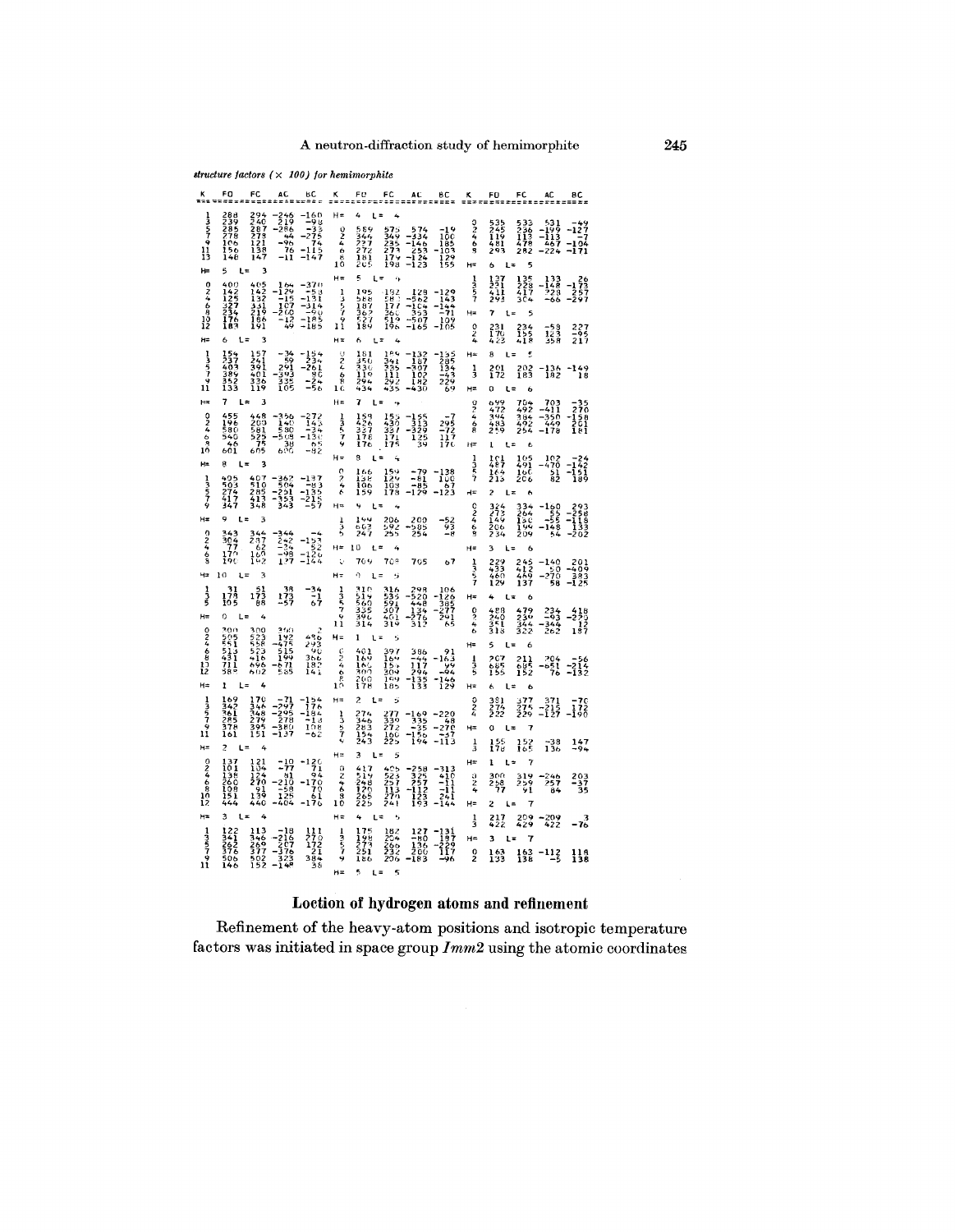*structure factors (× 100) for hemimorphite*

| K | FO | FC | AC | BC |
|---|---|---|---|---|
| 1 | 288 | 294 | -246 | -160 |
| 3 | 239 | 240 | 219 | -98 |
| 5 | 285 | 287 | -286 | -35 |
| 7 | 278 | 279 | 44 | -275 |
| 9 | 106 | 121 | -96 | 74 |
| 11 | 156 | 138 | 76 | -115 |
| 13 | 148 | 147 | -11 | -147 |
| H= 5 L= 3 | | | | |
| 0 | 400 | 405 | 164 | -370 |
| 2 | 142 | 142 | -129 | -58 |
| 4 | 125 | 132 | -15 | -131 |
| 6 | 327 | 331 | 107 | -314 |
| 8 | 234 | 219 | -200 | -90 |
| 10 | 176 | 186 | -12 | -185 |
| 12 | 183 | 191 | 49 | -185 |
| H= 6 L= 3 | | | | |
| 1 | 154 | 157 | -34 | -154 |
| 3 | 237 | 241 | 59 | 234 |
| 5 | 403 | 391 | 291 | -261 |
| 7 | 389 | 401 | -393 | 80 |
| 9 | 352 | 336 | 335 | -24 |
| 11 | 133 | 119 | 105 | -56 |
| H= 7 L= 3 | | | | |
| 0 | 455 | 448 | -356 | -272 |
| 2 | 196 | 200 | 140 | 143 |
| 4 | 580 | 581 | 580 | -34 |
| 6 | 540 | 525 | -508 | -131 |
| 8 | 46 | 75 | 38 | 65 |
| 10 | 601 | 605 | 600 | -82 |
| H= 8 L= 3 | | | | |
| 1 | 405 | 407 | -362 | -187 |
| 3 | 503 | 510 | 504 | -83 |
| 5 | 274 | 285 | -251 | -135 |
| 7 | 417 | 413 | -353 | -215 |
| 9 | 347 | 348 | 343 | -57 |
| H= 9 L= 3 | | | | |
| 0 | 343 | 344 | -344 | -4 |
| 2 | 304 | 287 | 242 | -153 |
| 4 | 77 | 62 | -34 | 52 |
| 6 | 170 | 160 | -98 | -126 |
| 8 | 190 | 182 | 137 | -144 |
| H= 10 L= 3 | | | | |
| 1 | 31 | 51 | 38 | -34 |
| 3 | 174 | 173 | 173 | -1 |
| 5 | 105 | 88 | -57 | 67 |
| H= 0 L= 4 | | | | |
| 0 | 300 | 300 | 300 | 2 |
| 2 | 505 | 523 | 192 | 486 |
| 4 | 561 | 558 | -475 | 293 |
| 6 | 513 | 523 | 515 | 90 |
| 8 | 431 | 416 | 199 | 366 |
| 10 | 711 | 696 | -671 | 182 |
| 12 | 580 | 602 | 585 | 141 |
| H= 1 L= 4 | | | | |
| 1 | 169 | 170 | -71 | -154 |
| 3 | 342 | 344 | -297 | 176 |
| 5 | 361 | 348 | -295 | -184 |
| 7 | 285 | 279 | 278 | -13 |
| 9 | 378 | 395 | -380 | 108 |
| 11 | 161 | 151 | -137 | -62 |
| H= 2 L= 4 | | | | |
| 0 | 137 | 121 | -10 | -120 |
| 2 | 101 | 104 | -77 | 71 |
| 4 | 138 | 124 | 81 | 94 |
| 6 | 260 | 270 | -210 | -170 |
| 8 | 109 | 91 | -58 | 70 |
| 10 | 151 | 139 | 125 | 61 |
| 12 | 444 | 440 | -404 | -176 |
| H= 3 L= 4 | | | | |
| 1 | 122 | 113 | -18 | 111 |
| 3 | 341 | 346 | -216 | 270 |
| 5 | 262 | 269 | 207 | 172 |
| 7 | 376 | 377 | -376 | 21 |
| 9 | 506 | 502 | 323 | 384 |
| 11 | 146 | 152 | -148 | 38 |
| H= 4 L= 4 | | | | |
| 0 | 589 | 575 | 574 | -19 |
| 2 | 344 | 349 | -334 | 100 |
| 4 | 227 | 235 | -146 | 185 |
| 6 | 272 | 273 | 253 | -103 |
| 8 | 181 | 179 | -124 | 129 |
| 10 | 205 | 198 | -123 | 155 |
| H= 5 L= 4 | | | | |
| 1 | 195 | 182 | 128 | -129 |
| 3 | 588 | 583 | -562 | 143 |
| 5 | 187 | 177 | -104 | -144 |
| 7 | 367 | 360 | 353 | -71 |
| 9 | 527 | 519 | -507 | 109 |
| 11 | 189 | 196 | -165 | -105 |
| H= 6 L= 4 | | | | |
| 0 | 181 | 194 | -132 | -155 |
| 2 | 350 | 341 | 187 | 285 |
| 4 | 330 | 335 | -307 | 134 |
| 6 | 119 | 111 | 102 | -43 |
| 8 | 294 | 292 | 182 | 229 |
| 10 | 434 | 435 | -430 | 69 |
| H= 7 L= 4 | | | | |
| 1 | 159 | 155 | -155 | -7 |
| 3 | 426 | 430 | 313 | 295 |
| 5 | 337 | 337 | -329 | -72 |
| 7 | 178 | 171 | 125 | 117 |
| 9 | 176 | 175 | 39 | 170 |
| H= 8 L= 4 | | | | |
| 0 | 166 | 159 | -79 | -138 |
| 2 | 138 | 129 | -81 | 100 |
| 4 | 106 | 108 | -85 | 67 |
| 6 | 159 | 178 | -129 | -123 |
| H= 9 L= 4 | | | | |
| 1 | 199 | 206 | 200 | -52 |
| 3 | 603 | 592 | -585 | 93 |
| 5 | 247 | 255 | 254 | -8 |
| H= 10 L= 4 | | | | |
| 0 | 709 | 705 | 705 | 67 |
| H= 0 L= 5 | | | | |
| 1 | 310 | 316 | 298 | 106 |
| 3 | 514 | 535 | -520 | -126 |
| 5 | 560 | 591 | 448 | 385 |
| 7 | 335 | 307 | 134 | -277 |
| 9 | 396 | 401 | -276 | 291 |
| 11 | 314 | 319 | 312 | 65 |
| H= 1 L= 5 | | | | |
| 0 | 401 | 397 | 386 | 91 |
| 2 | 169 | 169 | -44 | -163 |
| 4 | 160 | 151 | 117 | 99 |
| 6 | 300 | 309 | 294 | -94 |
| 8 | 200 | 199 | -135 | -146 |
| 10 | 178 | 185 | 133 | 129 |
| H= 2 L= 5 | | | | |
| 1 | 274 | 277 | -169 | -220 |
| 3 | 346 | 339 | 335 | 48 |
| 5 | 283 | 272 | -35 | -270 |
| 7 | 154 | 160 | -156 | -37 |
| 9 | 243 | 225 | 194 | -113 |
| H= 3 L= 5 | | | | |
| 0 | 417 | 405 | -258 | -313 |
| 2 | 519 | 523 | 325 | 410 |
| 4 | 248 | 257 | 257 | -11 |
| 6 | 120 | 113 | -112 | -11 |
| 8 | 265 | 279 | 123 | 241 |
| 10 | 225 | 241 | 193 | -144 |
| H= 4 L= 5 | | | | |
| 1 | 175 | 182 | 127 | -131 |
| 3 | 198 | 204 | -80 | 187 |
| 5 | 273 | 266 | 136 | -229 |
| 7 | 251 | 232 | 200 | 117 |
| 9 | 186 | 206 | -183 | -96 |
| H= 5 L= 5 | | | | |
| 0 | 535 | 533 | 531 | -49 |
| 2 | 245 | 236 | -199 | -127 |
| 4 | 119 | 113 | -113 | -7 |
| 6 | 481 | 478 | 467 | -104 |
| 8 | 293 | 282 | -224 | -171 |
| H= 6 L= 5 | | | | |
| 1 | 137 | 135 | 133 | 26 |
| 3 | 231 | 228 | -148 | -173 |
| 5 | 411 | 417 | 328 | 257 |
| 7 | 293 | 304 | -66 | -297 |
| H= 7 L= 5 | | | | |
| 0 | 231 | 234 | -58 | 227 |
| 2 | 170 | 155 | 123 | -95 |
| 4 | 423 | 418 | 358 | 217 |
| H= 8 L= 5 | | | | |
| 1 | 201 | 202 | -136 | -149 |
| 3 | 172 | 183 | 182 | 18 |
| H= 0 L= 6 | | | | |
| 0 | 699 | 704 | 703 | -35 |
| 2 | 472 | 492 | -411 | 270 |
| 4 | 394 | 384 | -350 | -158 |
| 6 | 483 | 492 | 449 | 201 |
| 8 | 289 | 254 | -178 | 181 |
| H= 1 L= 6 | | | | |
| 1 | 101 | 105 | 102 | -24 |
| 3 | 487 | 491 | -470 | -142 |
| 5 | 164 | 166 | 51 | -151 |
| 7 | 215 | 206 | 82 | 189 |
| H= 2 L= 6 | | | | |
| 0 | 324 | 334 | -160 | 293 |
| 2 | 273 | 264 | 55 | -258 |
| 4 | 149 | 150 | -55 | -118 |
| 6 | 206 | 194 | -148 | 133 |
| 8 | 234 | 209 | 54 | -202 |
| H= 3 L= 6 | | | | |
| 1 | 229 | 245 | -140 | 201 |
| 3 | 433 | 412 | 50 | -409 |
| 5 | 460 | 469 | -270 | 383 |
| 7 | 129 | 137 | 58 | -125 |
| H= 4 L= 6 | | | | |
| 0 | 488 | 479 | 234 | 418 |
| 2 | 240 | 230 | -93 | -229 |
| 4 | 351 | 344 | -344 | 12 |
| 6 | 318 | 322 | 262 | 187 |
| H= 5 L= 6 | | | | |
| 1 | 207 | 211 | 204 | -56 |
| 3 | 685 | 685 | -651 | -214 |
| 5 | 155 | 152 | 76 | -132 |
| H= 6 L= 6 | | | | |
| 0 | 381 | 377 | 371 | -70 |
| 2 | 274 | 275 | -215 | 172 |
| 4 | 222 | 229 | -127 | -190 |
| H= 0 L= 7 | | | | |
| 1 | 155 | 152 | -38 | 147 |
| 3 | 178 | 165 | 136 | -94 |
| H= 1 L= 7 | | | | |
| 0 | 300 | 319 | -246 | 203 |
| 2 | 258 | 259 | 257 | -37 |
| 4 | 77 | 91 | 84 | 35 |
| H= 2 L= 7 | | | | |
| 1 | 217 | 209 | -209 | 3 |
| 3 | 422 | 429 | 422 | -76 |
| H= 3 L= 7 | | | | |
| 0 | 163 | 163 | -112 | 118 |
| 2 | 133 | 138 | -5 | 138 |

## Loction of hydrogen atoms and refinement

Refinement of the heavy-atom positions and isotropic temperature factors was initiated in space group *Imm2* using the atomic coordinates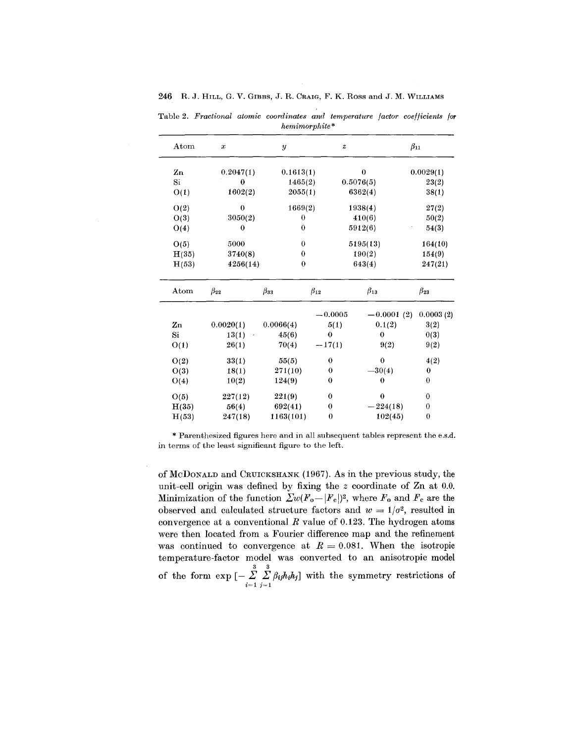Table 2. *Fractional atomic coordinates and temperature factor coefficients for hemimorphite**

| Atom | $x$ | $y$ | $z$ | $\beta_{11}$ |
|---|---|---|---|---|
| Zn | 0.2047(1) | 0.1613(1) | 0 | 0.0029(1) |
| Si | 0 | 1465(2) | 0.5076(5) | 23(2) |
| O(1) | 1602(2) | 2055(1) | 6362(4) | 38(1) |
| O(2) | 0 | 1669(2) | 1938(4) | 27(2) |
| O(3) | 3050(2) | 0 | 410(6) | 50(2) |
| O(4) | 0 | 0 | 5912(6) | 54(3) |
| O(5) | 5000 | 0 | 5195(13) | 164(10) |
| H(35) | 3740(8) | 0 | 190(2) | 154(9) |
| H(53) | 4256(14) | 0 | 643(4) | 247(21) |

| Atom | $\beta_{22}$ | $\beta_{33}$ | $\beta_{12}$ | $\beta_{13}$ | $\beta_{23}$ |
|---|---|---|---|---|---|
| | | | −0.0005 | −0.0001 (2) | 0.0003 (2) |
| Zn | 0.0020(1) | 0.0066(4) | 5(1) | 0.1(2) | 3(2) |
| Si | 13(1) | 45(6) | 0 | 0 | 0(3) |
| O(1) | 26(1) | 70(4) | −17(1) | 9(2) | 9(2) |
| O(2) | 33(1) | 55(5) | 0 | 0 | 4(2) |
| O(3) | 18(1) | 271(10) | 0 | −30(4) | 0 |
| O(4) | 10(2) | 124(9) | 0 | 0 | 0 |
| O(5) | 227(12) | 221(9) | 0 | 0 | 0 |
| H(35) | 56(4) | 692(41) | 0 | −224(18) | 0 |
| H(53) | 247(18) | 1163(101) | 0 | 102(45) | 0 |

* Parenthesized figures here and in all subsequent tables represent the e.s.d. in terms of the least significant figure to the left.

of McDonald and Cruickshank (1967). As in the previous study, the unit-cell origin was defined by fixing the $z$ coordinate of Zn at 0.0. Minimization of the function $\Sigma w(F_o - |F_c|)^2$, where $F_o$ and $F_c$ are the observed and calculated structure factors and $w = 1/\sigma^2$, resulted in convergence at a conventional $R$ value of 0.123. The hydrogen atoms were then located from a Fourier difference map and the refinement was continued to convergence at $R = 0.081$. When the isotropic temperature-factor model was converted to an anisotropic model of the form $\exp\left[-\sum_{i=1}^{3}\sum_{j=1}^{3}\beta_{ij}h_i h_j\right]$ with the symmetry restrictions of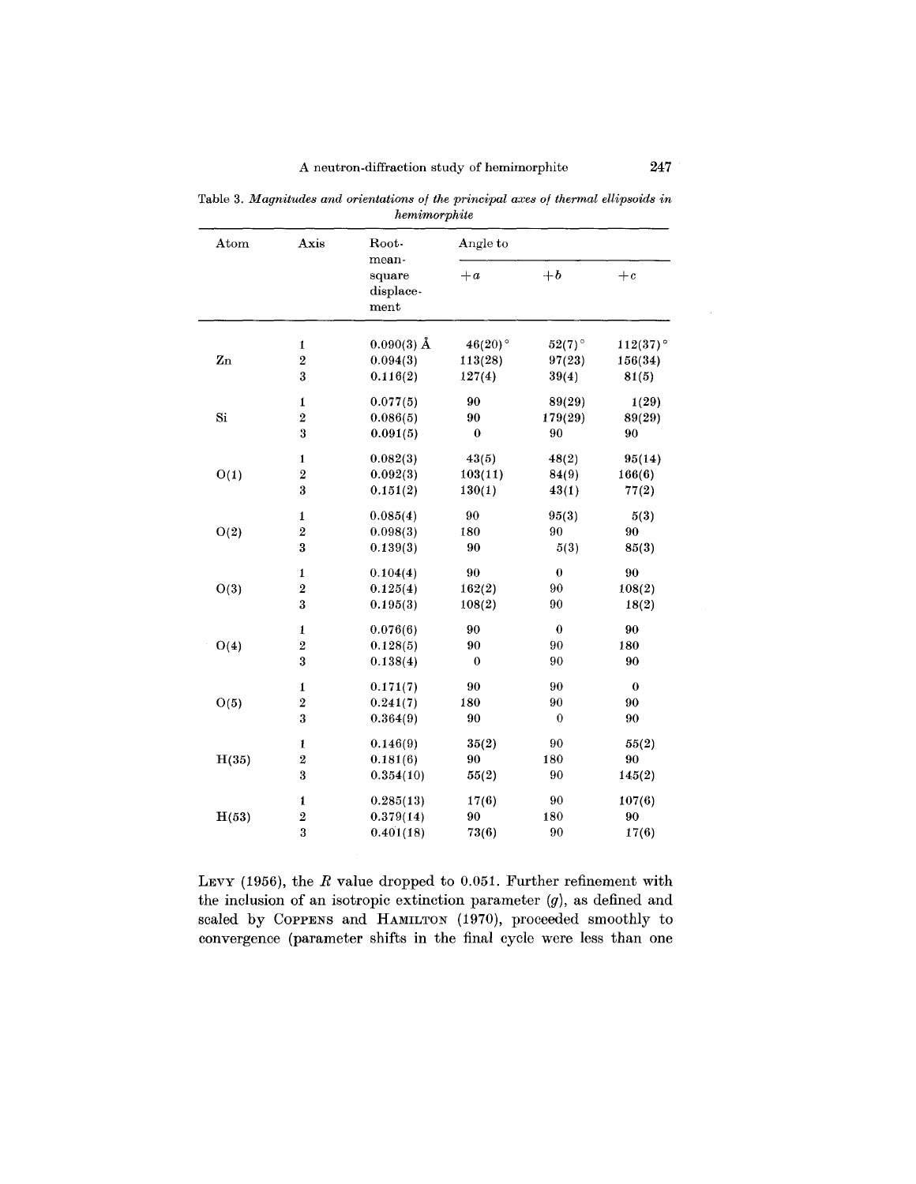Table 3. *Magnitudes and orientations of the principal axes of thermal ellipsoids in hemimorphite*

| Atom | Axis | Root-mean-square displacement | Angle to | | |
|---|---|---|---|---|---|
| | | | $+a$ | $+b$ | $+c$ |
| Zn | 1 | 0.090(3) Å | 46(20)° | 52(7)° | 112(37)° |
| | 2 | 0.094(3) | 113(28) | 97(23) | 156(34) |
| | 3 | 0.116(2) | 127(4) | 39(4) | 81(5) |
| Si | 1 | 0.077(5) | 90 | 89(29) | 1(29) |
| | 2 | 0.086(5) | 90 | 179(29) | 89(29) |
| | 3 | 0.091(5) | 0 | 90 | 90 |
| O(1) | 1 | 0.082(3) | 43(5) | 48(2) | 95(14) |
| | 2 | 0.092(3) | 103(11) | 84(9) | 166(6) |
| | 3 | 0.151(2) | 130(1) | 43(1) | 77(2) |
| O(2) | 1 | 0.085(4) | 90 | 95(3) | 5(3) |
| | 2 | 0.098(3) | 180 | 90 | 90 |
| | 3 | 0.139(3) | 90 | 5(3) | 85(3) |
| O(3) | 1 | 0.104(4) | 90 | 0 | 90 |
| | 2 | 0.125(4) | 162(2) | 90 | 108(2) |
| | 3 | 0.195(3) | 108(2) | 90 | 18(2) |
| O(4) | 1 | 0.076(6) | 90 | 0 | 90 |
| | 2 | 0.128(5) | 90 | 90 | 180 |
| | 3 | 0.138(4) | 0 | 90 | 90 |
| O(5) | 1 | 0.171(7) | 90 | 90 | 0 |
| | 2 | 0.241(7) | 180 | 90 | 90 |
| | 3 | 0.364(9) | 90 | 0 | 90 |
| H(35) | 1 | 0.146(9) | 35(2) | 90 | 55(2) |
| | 2 | 0.181(6) | 90 | 180 | 90 |
| | 3 | 0.354(10) | 55(2) | 90 | 145(2) |
| H(53) | 1 | 0.285(13) | 17(6) | 90 | 107(6) |
| | 2 | 0.379(14) | 90 | 180 | 90 |
| | 3 | 0.401(18) | 73(6) | 90 | 17(6) |

LEVY (1956), the $R$ value dropped to 0.051. Further refinement with the inclusion of an isotropic extinction parameter ($g$), as defined and scaled by COPPENS and HAMILTON (1970), proceeded smoothly to convergence (parameter shifts in the final cycle were less than one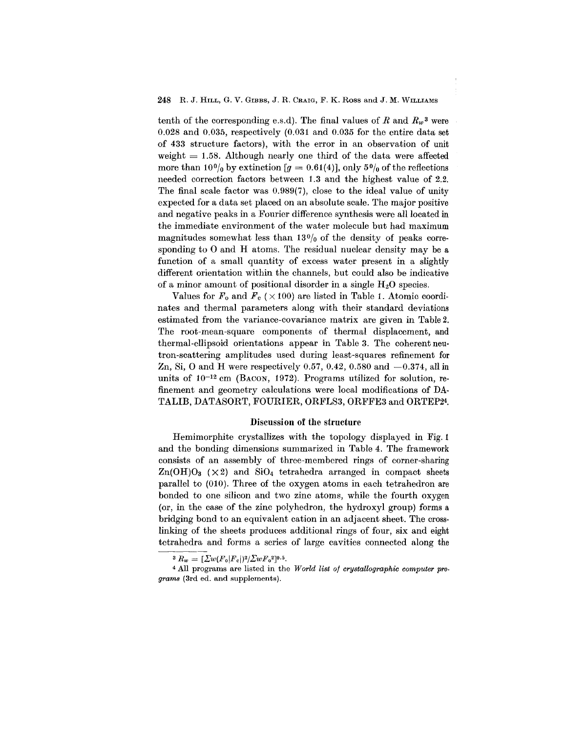tenth of the corresponding e.s.d). The final values of $R$ and $R_w$[3] were 0.028 and 0.035, respectively (0.031 and 0.035 for the entire data set of 433 structure factors), with the error in an observation of unit weight = 1.58. Although nearly one third of the data were affected more than 10% by extinction [$g = 0.61(4)$], only 5% of the reflections needed correction factors between 1.3 and the highest value of 2.2. The final scale factor was 0.989(7), close to the ideal value of unity expected for a data set placed on an absolute scale. The major positive and negative peaks in a Fourier difference synthesis were all located in the immediate environment of the water molecule but had maximum magnitudes somewhat less than 13% of the density of peaks corresponding to O and H atoms. The residual nuclear density may be a function of a small quantity of excess water present in a slightly different orientation within the channels, but could also be indicative of a minor amount of positional disorder in a single $H_2O$ species.

Values for $F_o$ and $F_c$ ($\times 100$) are listed in Table 1. Atomic coordinates and thermal parameters along with their standard deviations estimated from the variance-covariance matrix are given in Table 2. The root-mean-square components of thermal displacement, and thermal-ellipsoid orientations appear in Table 3. The coherent neutron-scattering amplitudes used during least-squares refinement for Zn, Si, O and H were respectively 0.57, 0.42, 0.580 and −0.374, all in units of $10^{-12}$ cm (BACON, 1972). Programs utilized for solution, refinement and geometry calculations were local modifications of DATALIB, DATASORT, FOURIER, ORFLS3, ORFFE3 and ORTEP2[4].

## Discussion of the structure

Hemimorphite crystallizes with the topology displayed in Fig. 1 and the bonding dimensions summarized in Table 4. The framework consists of an assembly of three-membered rings of corner-sharing $Zn(OH)O_3$ ($\times 2$) and $SiO_4$ tetrahedra arranged in compact sheets parallel to (010). Three of the oxygen atoms in each tetrahedron are bonded to one silicon and two zinc atoms, while the fourth oxygen (or, in the case of the zinc polyhedron, the hydroxyl group) forms a bridging bond to an equivalent cation in an adjacent sheet. The cross-linking of the sheets produces additional rings of four, six and eight tetrahedra and forms a series of large cavities connected along the

---

[3] $R_w = [\Sigma w(F_o|F_c|)^2/\Sigma wF_o{}^2]^{0.5}$.

[4] All programs are listed in the *World list of crystallographic computer programs* (3rd ed. and supplements).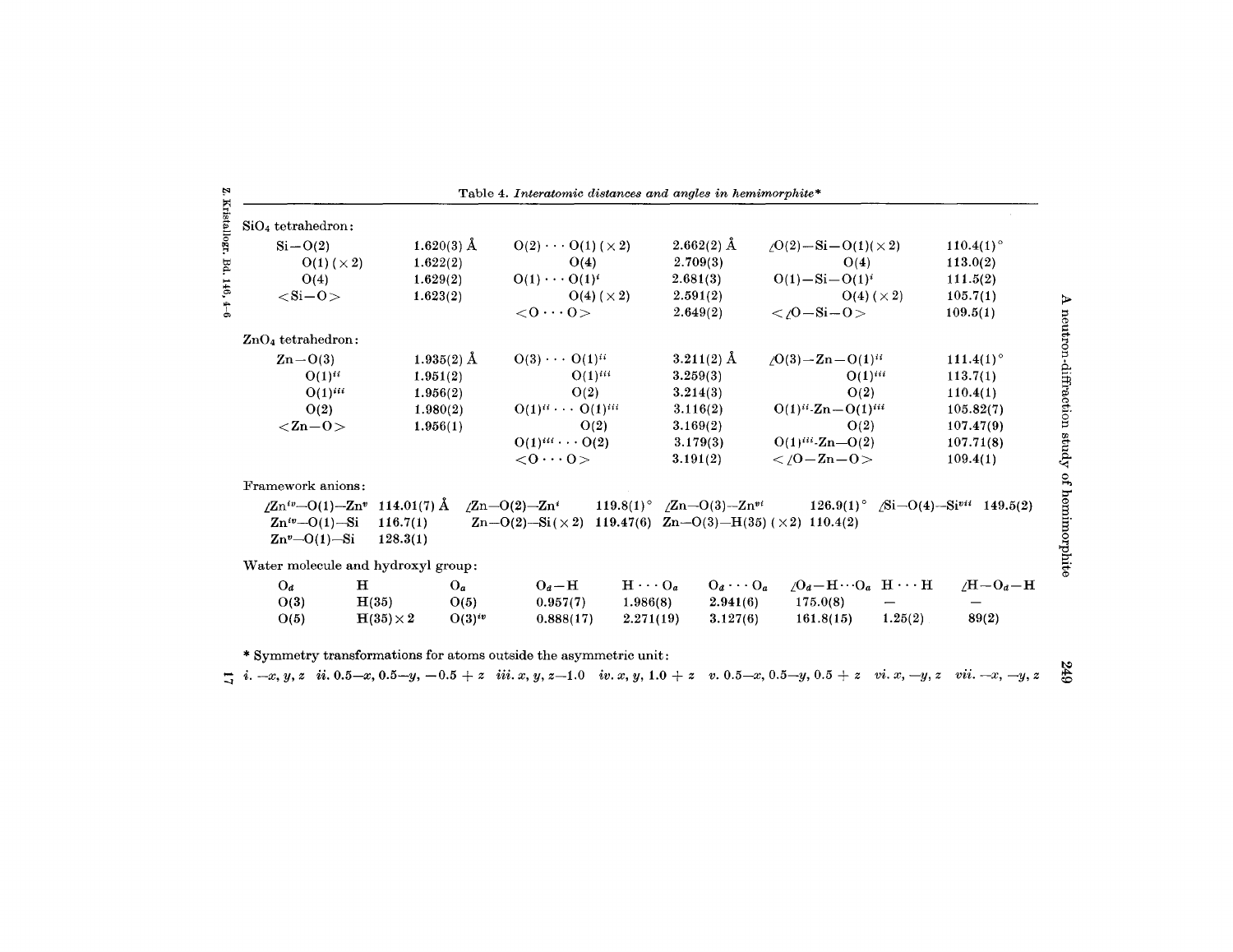Table 4. *Interatomic distances and angles in hemimorphite**

**$SiO_4$ tetrahedron:**

| | | | | | |
|---|---|---|---|---|---|
| Si—O(2) | 1.620(3) Å | O(2) ··· O(1) (× 2) | 2.662(2) Å | ∠O(2)—Si—O(1)(× 2) | 110.4(1)° |
| O(1) (× 2) | 1.622(2) | O(4) | 2.709(3) | O(4) | 113.0(2) |
| O(4) | 1.629(2) | O(1) ··· O(1)$^{i}$ | 2.681(3) | O(1)—Si—O(1)$^{i}$ | 111.5(2) |
| <Si—O> | 1.623(2) | O(4) (× 2) | 2.591(2) | O(4) (× 2) | 105.7(1) |
| | | <O ··· O> | 2.649(2) | <∠O—Si—O> | 109.5(1) |

**$ZnO_4$ tetrahedron:**

| | | | | | |
|---|---|---|---|---|---|
| Zn—O(3) | 1.935(2) Å | O(3) ··· O(1)$^{ii}$ | 3.211(2) Å | ∠O(3)—Zn—O(1)$^{ii}$ | 111.4(1)° |
| O(1)$^{ii}$ | 1.951(2) | O(1)$^{iii}$ | 3.259(3) | O(1)$^{iii}$ | 113.7(1) |
| O(1)$^{iii}$ | 1.956(2) | O(2) | 3.214(3) | O(2) | 110.4(1) |
| O(2) | 1.980(2) | O(1)$^{ii}$ ··· O(1)$^{iii}$ | 3.116(2) | O(1)$^{ii}$-Zn—O(1)$^{iii}$ | 105.82(7) |
| <Zn—O> | 1.956(1) | O(2) | 3.169(2) | O(2) | 107.47(9) |
| | | O(1)$^{iii}$ ··· O(2) | 3.179(3) | O(1)$^{iii}$-Zn—O(2) | 107.71(8) |
| | | <O ··· O> | 3.191(2) | <∠O—Zn—O> | 109.4(1) |

**Framework anions:**

| | | | | | | | |
|---|---|---|---|---|---|---|---|
| ∠Zn$^{iv}$—O(1)—Zn$^{v}$ | 114.01(7) Å | ∠Zn—O(2)—Zn$^{i}$ | 119.8(1)° | ∠Zn—O(3)—Zn$^{vi}$ | 126.9(1)° | ∠Si—O(4)—Si$^{vii}$ | 149.5(2) |
| Zn$^{iv}$—O(1)—Si | 116.7(1) | Zn—O(2)—Si (× 2) | 119.47(6) | Zn—O(3)—H(35) (× 2) | 110.4(2) | | |
| Zn$^{v}$—O(1)—Si | 128.3(1) | | | | | | |

**Water molecule and hydroxyl group:**

| $O_d$ | H | $O_a$ | $O_d$—H | H ··· $O_a$ | $O_d$ ··· $O_a$ | ∠$O_d$—H···$O_a$ | H ··· H | ∠H—$O_d$—H |
|---|---|---|---|---|---|---|---|---|
| O(3) | H(35) | O(5) | 0.957(7) | 1.986(8) | 2.941(6) | 175.0(8) | — | — |
| O(5) | H(35) × 2 | O(3)$^{iv}$ | 0.888(17) | 2.271(19) | 3.127(6) | 161.8(15) | 1.25(2) | 89(2) |

\* Symmetry transformations for atoms outside the asymmetric unit:
*i.* $-x, y, z$ *ii.* $0.5-x, 0.5-y, -0.5+z$ *iii.* $x, y, z-1.0$ *iv.* $x, y, 1.0+z$ *v.* $0.5-x, 0.5-y, 0.5+z$ *vi.* $x, -y, z$ *vii.* $-x, -y, z$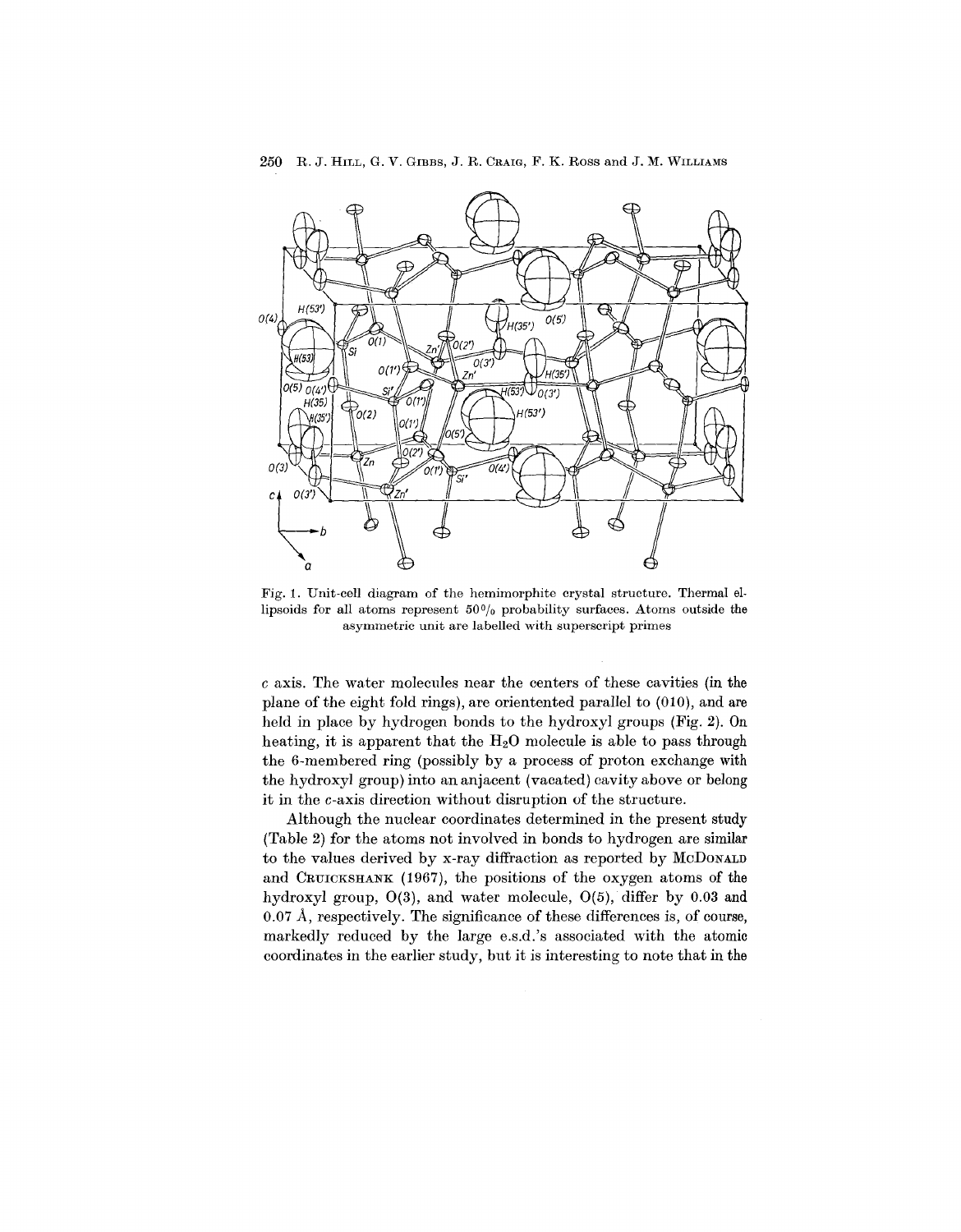Fig. 1. Unit-cell diagram of the hemimorphite crystal structure. Thermal ellipsoids for all atoms represent 50% probability surfaces. Atoms outside the asymmetric unit are labelled with superscript primes

$c$ axis. The water molecules near the centers of these cavities (in the plane of the eight fold rings), are orientented parallel to (010), and are held in place by hydrogen bonds to the hydroxyl groups (Fig. 2). On heating, it is apparent that the $H_2O$ molecule is able to pass through the 6-membered ring (possibly by a process of proton exchange with the hydroxyl group) into an anjacent (vacated) cavity above or belong it in the $c$-axis direction without disruption of the structure.

Although the nuclear coordinates determined in the present study (Table 2) for the atoms not involved in bonds to hydrogen are similar to the values derived by x-ray diffraction as reported by McDonald and Cruickshank (1967), the positions of the oxygen atoms of the hydroxyl group, O(3), and water molecule, O(5), differ by 0.03 and 0.07 Å, respectively. The significance of these differences is, of course, markedly reduced by the large e.s.d.'s associated with the atomic coordinates in the earlier study, but it is interesting to note that in the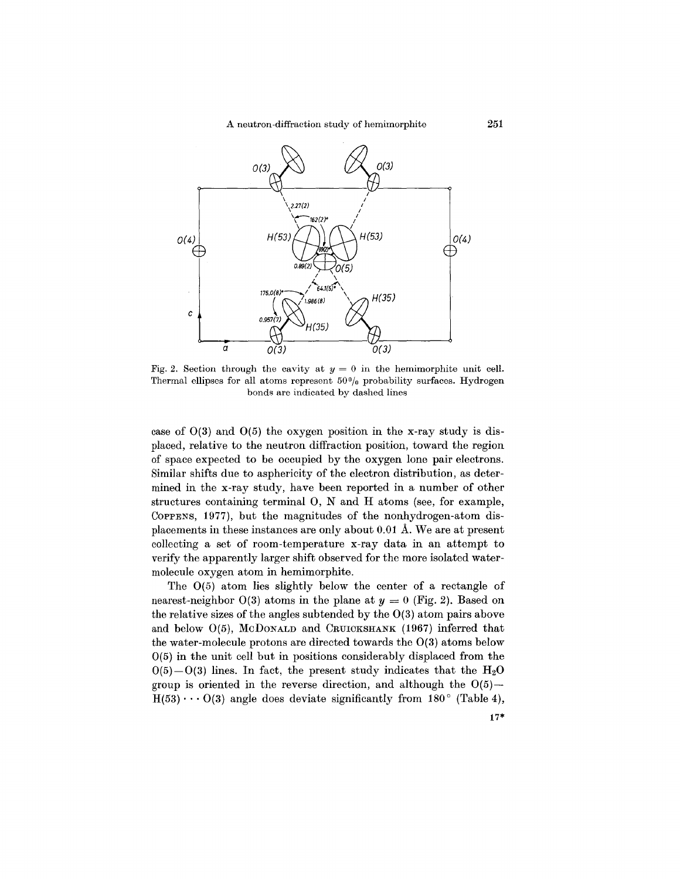O(3)

O(3)

2.27(2)

162(2)°

O(4)

H(53)

H(53)

O(4)

89(2)°

0.89(2)

O(5)

64.1(5)°

175.0(8)°

1.986(8)

H(35)

c

0.957(7)

H(35)

a

O(3)

O(3)

Fig. 2. Section through the cavity at $y = 0$ in the hemimorphite unit cell. Thermal ellipses for all atoms represent 50% probability surfaces. Hydrogen bonds are indicated by dashed lines

case of O(3) and O(5) the oxygen position in the x-ray study is displaced, relative to the neutron diffraction position, toward the region of space expected to be occupied by the oxygen lone pair electrons. Similar shifts due to asphericity of the electron distribution, as determined in the x-ray study, have been reported in a number of other structures containing terminal O, N and H atoms (see, for example, COPPENS, 1977), but the magnitudes of the nonhydrogen-atom displacements in these instances are only about 0.01 Å. We are at present collecting a set of room-temperature x-ray data in an attempt to verify the apparently larger shift observed for the more isolated water-molecule oxygen atom in hemimorphite.

The O(5) atom lies slightly below the center of a rectangle of nearest-neighbor O(3) atoms in the plane at $y = 0$ (Fig. 2). Based on the relative sizes of the angles subtended by the O(3) atom pairs above and below O(5), MCDONALD and CRUICKSHANK (1967) inferred that the water-molecule protons are directed towards the O(3) atoms below O(5) in the unit cell but in positions considerably displaced from the O(5)—O(3) lines. In fact, the present study indicates that the $H_2O$ group is oriented in the reverse direction, and although the O(5)—H(53) · · · O(3) angle does deviate significantly from 180° (Table 4),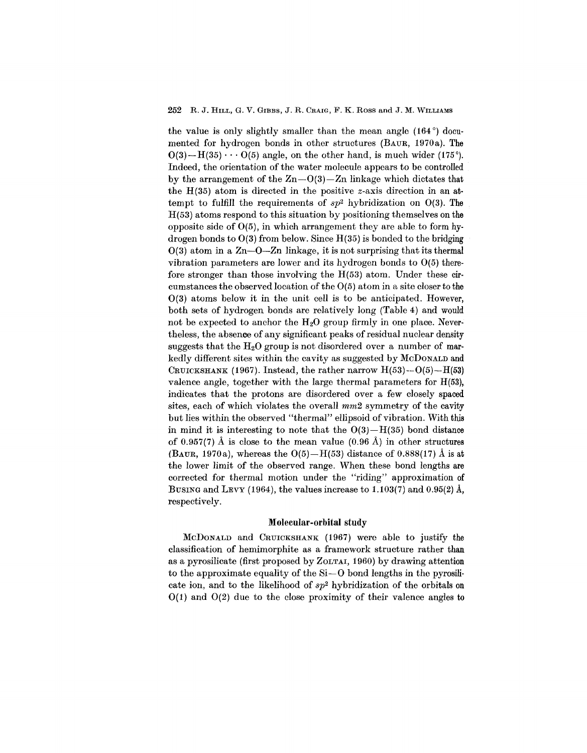the value is only slightly smaller than the mean angle (164°) documented for hydrogen bonds in other structures (BAUR, 1970a). The O(3)—H(35) ··· O(5) angle, on the other hand, is much wider (175°). Indeed, the orientation of the water molecule appears to be controlled by the arrangement of the Zn—O(3)—Zn linkage which dictates that the H(35) atom is directed in the positive $z$-axis direction in an attempt to fulfill the requirements of $sp^2$ hybridization on O(3). The H(53) atoms respond to this situation by positioning themselves on the opposite side of O(5), in which arrangement they are able to form hydrogen bonds to O(3) from below. Since H(35) is bonded to the bridging O(3) atom in a Zn—O—Zn linkage, it is not surprising that its thermal vibration parameters are lower and its hydrogen bonds to O(5) therefore stronger than those involving the H(53) atom. Under these circumstances the observed location of the O(5) atom in a site closer to the O(3) atoms below it in the unit cell is to be anticipated. However, both sets of hydrogen bonds are relatively long (Table 4) and would not be expected to anchor the $H_2O$ group firmly in one place. Nevertheless, the absence of any significant peaks of residual nuclear density suggests that the $H_2O$ group is not disordered over a number of markedly different sites within the cavity as suggested by MCDONALD and CRUICKSHANK (1967). Instead, the rather narrow H(53)—O(5)—H(53) valence angle, together with the large thermal parameters for H(53), indicates that the protons are disordered over a few closely spaced sites, each of which violates the overall $mm2$ symmetry of the cavity but lies within the observed "thermal" ellipsoid of vibration. With this in mind it is interesting to note that the O(3)—H(35) bond distance of 0.957(7) Å is close to the mean value (0.96 Å) in other structures (BAUR, 1970a), whereas the O(5)—H(53) distance of 0.888(17) Å is at the lower limit of the observed range. When these bond lengths are corrected for thermal motion under the "riding" approximation of BUSING and LEVY (1964), the values increase to 1.103(7) and 0.95(2) Å, respectively.

## Molecular-orbital study

MCDONALD and CRUICKSHANK (1967) were able to justify the classification of hemimorphite as a framework structure rather than as a pyrosilicate (first proposed by ZOLTAI, 1960) by drawing attention to the approximate equality of the Si—O bond lengths in the pyrosilicate ion, and to the likelihood of $sp^2$ hybridization of the orbitals on O(1) and O(2) due to the close proximity of their valence angles to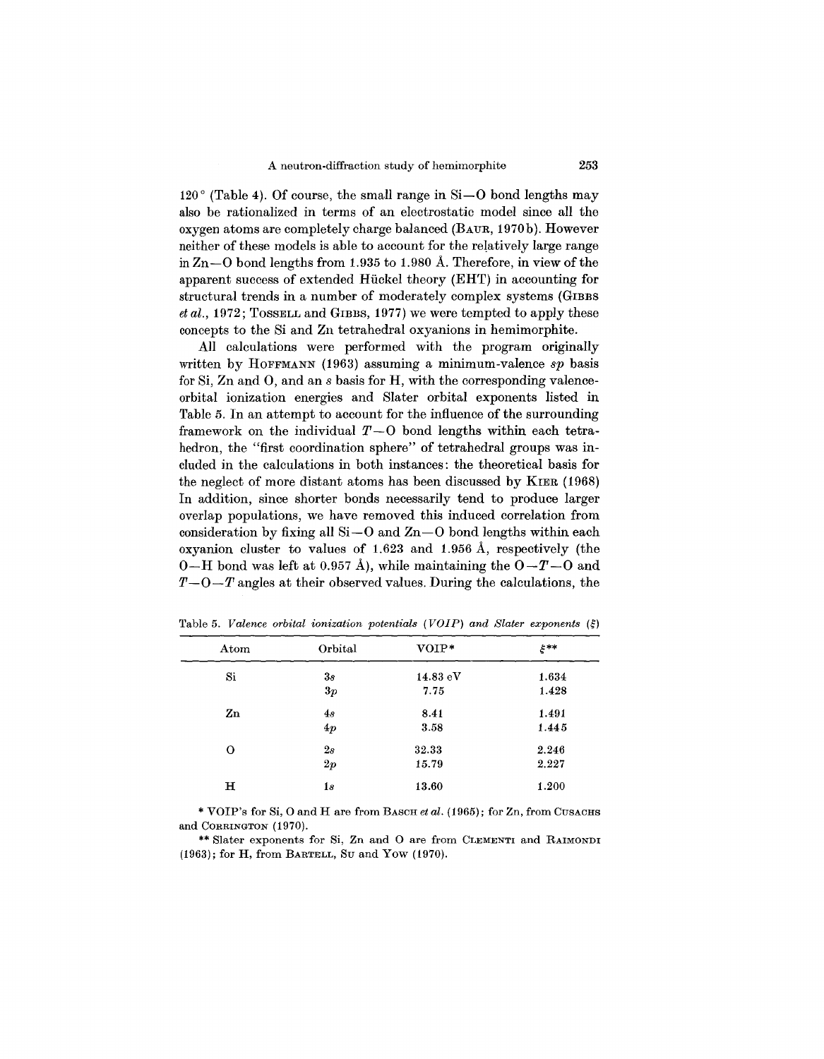120° (Table 4). Of course, the small range in Si—O bond lengths may also be rationalized in terms of an electrostatic model since all the oxygen atoms are completely charge balanced (BAUR, 1970b). However neither of these models is able to account for the relatively large range in Zn—O bond lengths from 1.935 to 1.980 Å. Therefore, in view of the apparent success of extended Hückel theory (EHT) in accounting for structural trends in a number of moderately complex systems (GIBBS *et al.*, 1972; TOSSELL and GIBBS, 1977) we were tempted to apply these concepts to the Si and Zn tetrahedral oxyanions in hemimorphite.

All calculations were performed with the program originally written by HOFFMANN (1963) assuming a minimum-valence *sp* basis for Si, Zn and O, and an *s* basis for H, with the corresponding valence-orbital ionization energies and Slater orbital exponents listed in Table 5. In an attempt to account for the influence of the surrounding framework on the individual $T$—O bond lengths within each tetrahedron, the "first coordination sphere" of tetrahedral groups was included in the calculations in both instances: the theoretical basis for the neglect of more distant atoms has been discussed by KIER (1968) In addition, since shorter bonds necessarily tend to produce larger overlap populations, we have removed this induced correlation from consideration by fixing all Si—O and Zn—O bond lengths within each oxyanion cluster to values of 1.623 and 1.956 Å, respectively (the O—H bond was left at 0.957 Å), while maintaining the O—$T$—O and $T$—O—$T$ angles at their observed values. During the calculations, the

Table 5. *Valence orbital ionization potentials (VOIP) and Slater exponents* ($\xi$)

| Atom | Orbital | VOIP* | $\xi$** |
|---|---|---|---|
| Si | 3*s* | 14.83 eV | 1.634 |
| | 3*p* | 7.75 | 1.428 |
| Zn | 4*s* | 8.41 | 1.491 |
| | 4*p* | 3.58 | 1.445 |
| O | 2*s* | 32.33 | 2.246 |
| | 2*p* | 15.79 | 2.227 |
| H | 1*s* | 13.60 | 1.200 |

* VOIP's for Si, O and H are from BASCH *et al.* (1965); for Zn, from CUSACHS and CORRINGTON (1970).

** Slater exponents for Si, Zn and O are from CLEMENTI and RAIMONDI (1963); for H, from BARTELL, SU and YOW (1970).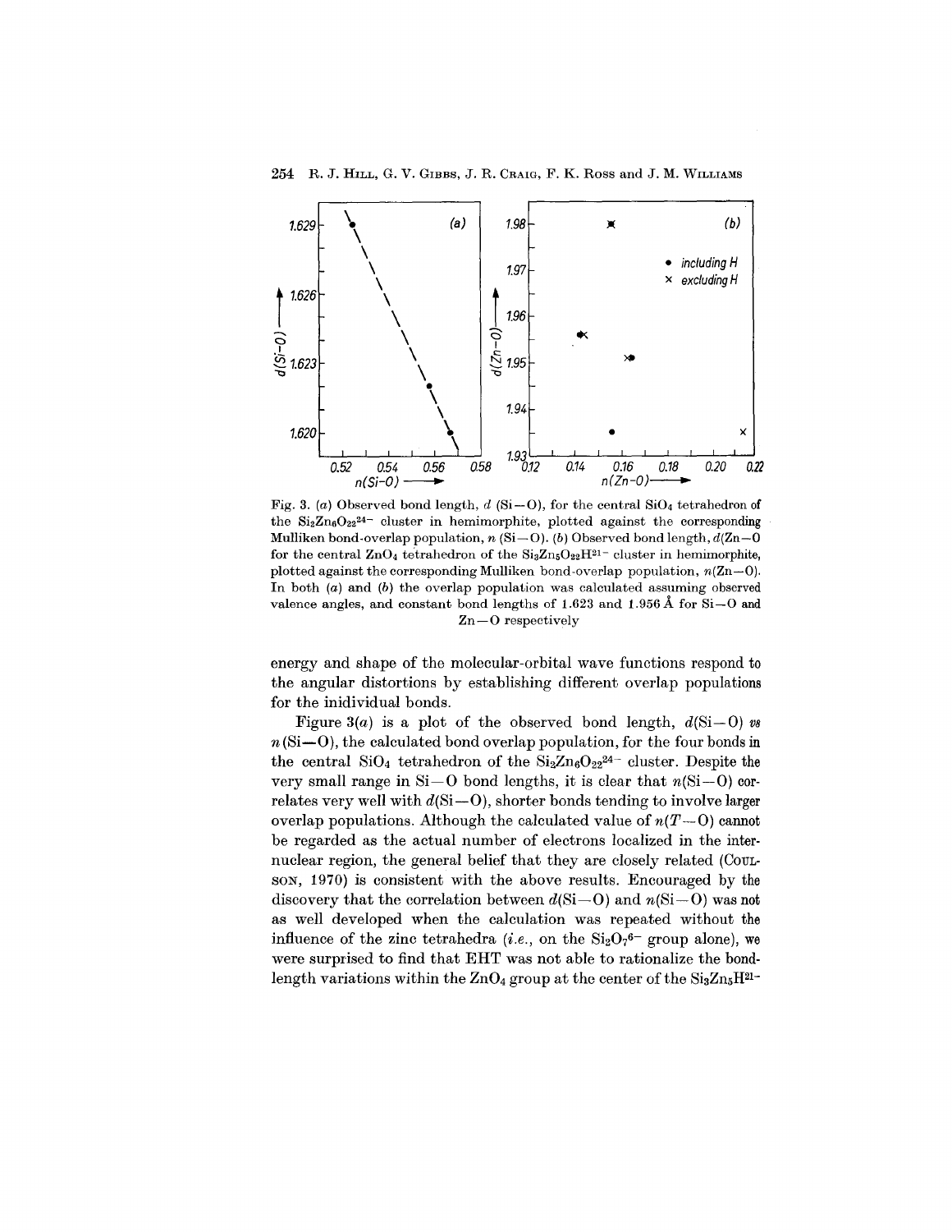(a)

1.629

1.626

1.623

1.620

$d(Si-O)$

0.52 0.54 0.56 0.58

$n(Si-O)$

(b)

1.98

1.97

1.96

1.95

1.94

1.93

$d(Zn-O)$

0.12 0.14 0.16 0.18 0.20 0.22

$n(Zn-O)$

• including H

× excluding H

Fig. 3. (*a*) Observed bond length, $d$ (Si—O), for the central $SiO_4$ tetrahedron of the $Si_2Zn_6O_{22}^{24-}$ cluster in hemimorphite, plotted against the corresponding Mulliken bond-overlap population, $n$ (Si—O). (*b*) Observed bond length, $d$(Zn—O for the central $ZnO_4$ tetrahedron of the $Si_3Zn_5O_{22}H^{21-}$ cluster in hemimorphite, plotted against the corresponding Mulliken bond-overlap population, $n$(Zn—O). In both (*a*) and (*b*) the overlap population was calculated assuming observed valence angles, and constant bond lengths of 1.623 and 1.956 Å for Si—O and Zn—O respectively

energy and shape of the molecular-orbital wave functions respond to the angular distortions by establishing different overlap populations for the inidividual bonds.

Figure 3(*a*) is a plot of the observed bond length, $d$(Si—O) *vs* $n$(Si—O), the calculated bond overlap population, for the four bonds in the central $SiO_4$ tetrahedron of the $Si_2Zn_6O_{22}^{24-}$ cluster. Despite the very small range in Si—O bond lengths, it is clear that $n$(Si—O) correlates very well with $d$(Si—O), shorter bonds tending to involve larger overlap populations. Although the calculated value of $n(T—O)$ cannot be regarded as the actual number of electrons localized in the internuclear region, the general belief that they are closely related (COULSON, 1970) is consistent with the above results. Encouraged by the discovery that the correlation between $d$(Si—O) and $n$(Si—O) was not as well developed when the calculation was repeated without the influence of the zinc tetrahedra (*i.e.*, on the $Si_2O_7^{6-}$ group alone), we were surprised to find that EHT was not able to rationalize the bond-length variations within the $ZnO_4$ group at the center of the $Si_3Zn_5H^{21-}$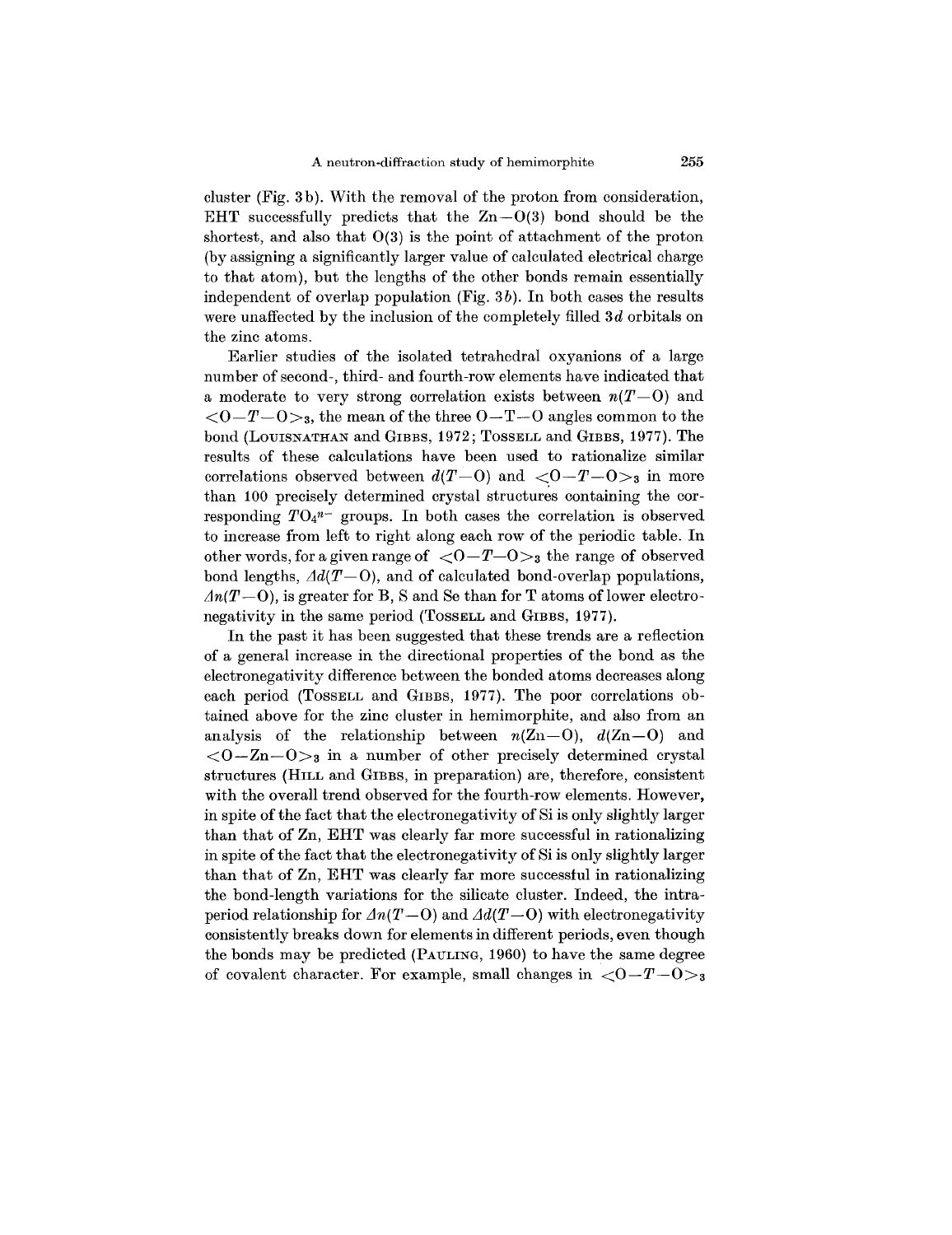cluster (Fig. 3b). With the removal of the proton from consideration, EHT successfully predicts that the Zn—O(3) bond should be the shortest, and also that O(3) is the point of attachment of the proton (by assigning a significantly larger value of calculated electrical charge to that atom), but the lengths of the other bonds remain essentially independent of overlap population (Fig. 3b). In both cases the results were unaffected by the inclusion of the completely filled 3*d* orbitals on the zinc atoms.

Earlier studies of the isolated tetrahedral oxyanions of a large number of second-, third- and fourth-row elements have indicated that a moderate to very strong correlation exists between $n(T{-}\mathrm{O})$ and $<\mathrm{O}{-}T{-}\mathrm{O}>_3$, the mean of the three O—T—O angles common to the bond (Louisnathan and Gibbs, 1972; Tossell and Gibbs, 1977). The results of these calculations have been used to rationalize similar correlations observed between $d(T{-}\mathrm{O})$ and $<\mathrm{O}{-}T{-}\mathrm{O}>_3$ in more than 100 precisely determined crystal structures containing the corresponding $T\mathrm{O}_4{}^{n-}$ groups. In both cases the correlation is observed to increase from left to right along each row of the periodic table. In other words, for a given range of $<\mathrm{O}{-}T{-}\mathrm{O}>_3$ the range of observed bond lengths, $\Delta d(T{-}\mathrm{O})$, and of calculated bond-overlap populations, $\Delta n(T{-}\mathrm{O})$, is greater for B, S and Se than for T atoms of lower electronegativity in the same period (Tossell and Gibbs, 1977).

In the past it has been suggested that these trends are a reflection of a general increase in the directional properties of the bond as the electronegativity difference between the bonded atoms decreases along each period (Tossell and Gibbs, 1977). The poor correlations obtained above for the zinc cluster in hemimorphite, and also from an analysis of the relationship between $n(\mathrm{Zn{-}O})$, $d(\mathrm{Zn{-}O})$ and $<\mathrm{O{-}Zn{-}O}>_3$ in a number of other precisely determined crystal structures (Hill and Gibbs, in preparation) are, therefore, consistent with the overall trend observed for the fourth-row elements. However, in spite of the fact that the electronegativity of Si is only slightly larger than that of Zn, EHT was clearly far more successful in rationalizing in spite of the fact that the electronegativity of Si is only slightly larger than that of Zn, EHT was clearly far more successful in rationalizing the bond-length variations for the silicate cluster. Indeed, the intra-period relationship for $\Delta n(T{-}\mathrm{O})$ and $\Delta d(T{-}\mathrm{O})$ with electronegativity consistently breaks down for elements in different periods, even though the bonds may be predicted (Pauling, 1960) to have the same degree of covalent character. For example, small changes in $<\mathrm{O}{-}T{-}\mathrm{O}>_3$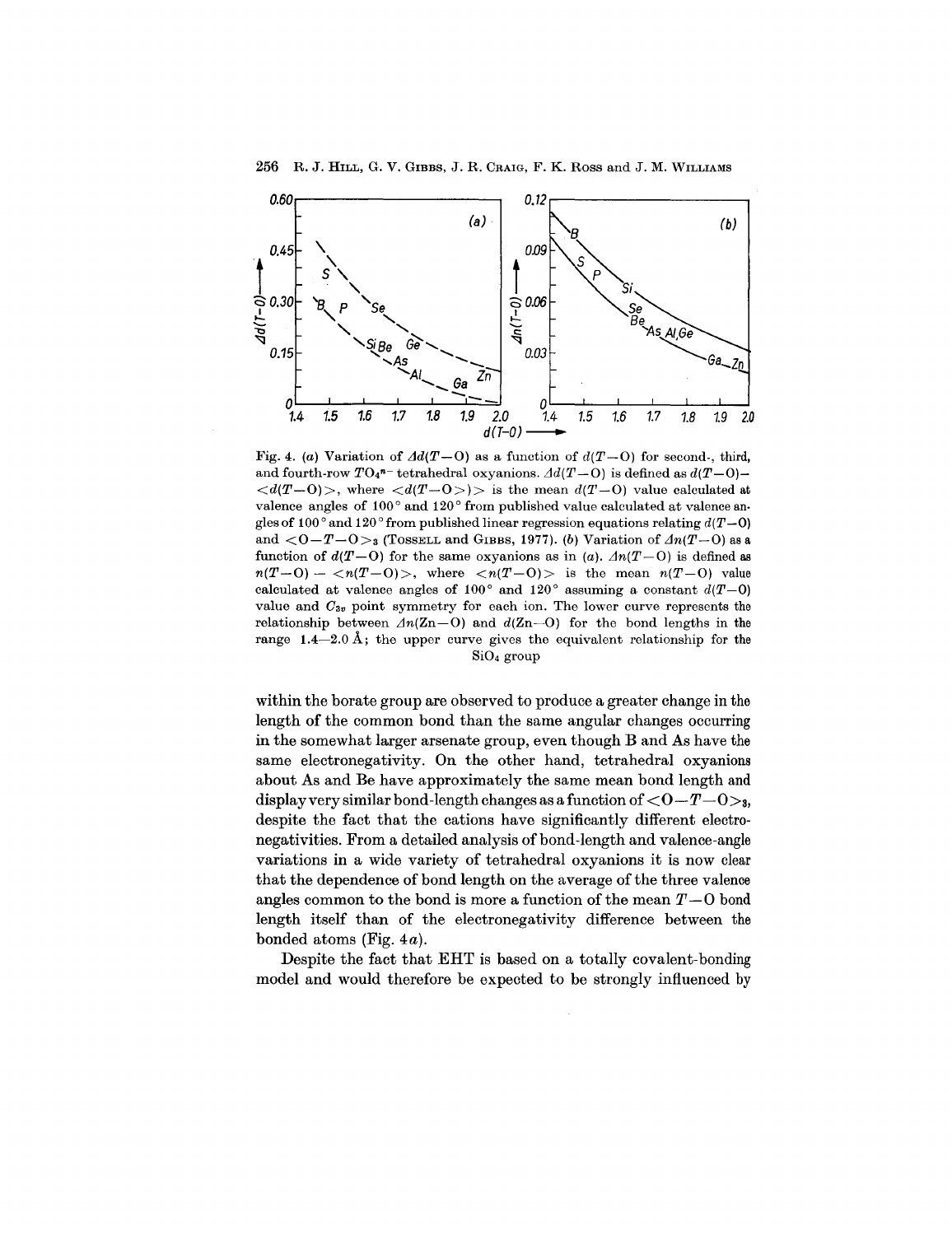(a)

0.60
0.45
0.30
0.15
0

$\Delta d(T-O)$

S
B
P
Se
Si Be
Ge
As
Al
Ga
Zn

1.4 1.5 1.6 1.7 1.8 1.9 2.0

(b)

0.12
0.09
0.06
0.03
0

$\Delta n(T-O)$

B
S
P
Si
Se
Be
As Al,Ge
Ga
Zn

1.4 1.5 1.6 1.7 1.8 1.9 2.0

$d(T-O)$

Fig. 4. (*a*) Variation of $\Delta d(T-O)$ as a function of $d(T-O)$ for second-, third, and fourth-row $TO_4^{n-}$ tetrahedral oxyanions. $\Delta d(T-O)$ is defined as $d(T-O) - <d(T-O)>$, where $<d(T-O)>)>$ is the mean $d(T-O)$ value calculated at valence angles of 100° and 120° from published value calculated at valence angles of 100° and 120° from published linear regression equations relating $d(T-O)$ and $<O-T-O>_3$ (TOSSELL and GIBBS, 1977). (*b*) Variation of $\Delta n(T-O)$ as a function of $d(T-O)$ for the same oxyanions as in (*a*). $\Delta n(T-O)$ is defined as $n(T-O) - <n(T-O)>$, where $<n(T-O)>$ is the mean $n(T-O)$ value calculated at valence angles of 100° and 120° assuming a constant $d(T-O)$ value and $C_{3v}$ point symmetry for each ion. The lower curve represents the relationship between $\Delta n(Zn-O)$ and $d(Zn-O)$ for the bond lengths in the range 1.4–2.0 Å; the upper curve gives the equivalent relationship for the $SiO_4$ group

within the borate group are observed to produce a greater change in the length of the common bond than the same angular changes occurring in the somewhat larger arsenate group, even though B and As have the same electronegativity. On the other hand, tetrahedral oxyanions about As and Be have approximately the same mean bond length and display very similar bond-length changes as a function of $<O-T-O>_3$, despite the fact that the cations have significantly different electronegativities. From a detailed analysis of bond-length and valence-angle variations in a wide variety of tetrahedral oxyanions it is now clear that the dependence of bond length on the average of the three valence angles common to the bond is more a function of the mean $T-O$ bond length itself than of the electronegativity difference between the bonded atoms (Fig. 4*a*).

Despite the fact that EHT is based on a totally covalent-bonding model and would therefore be expected to be strongly influenced by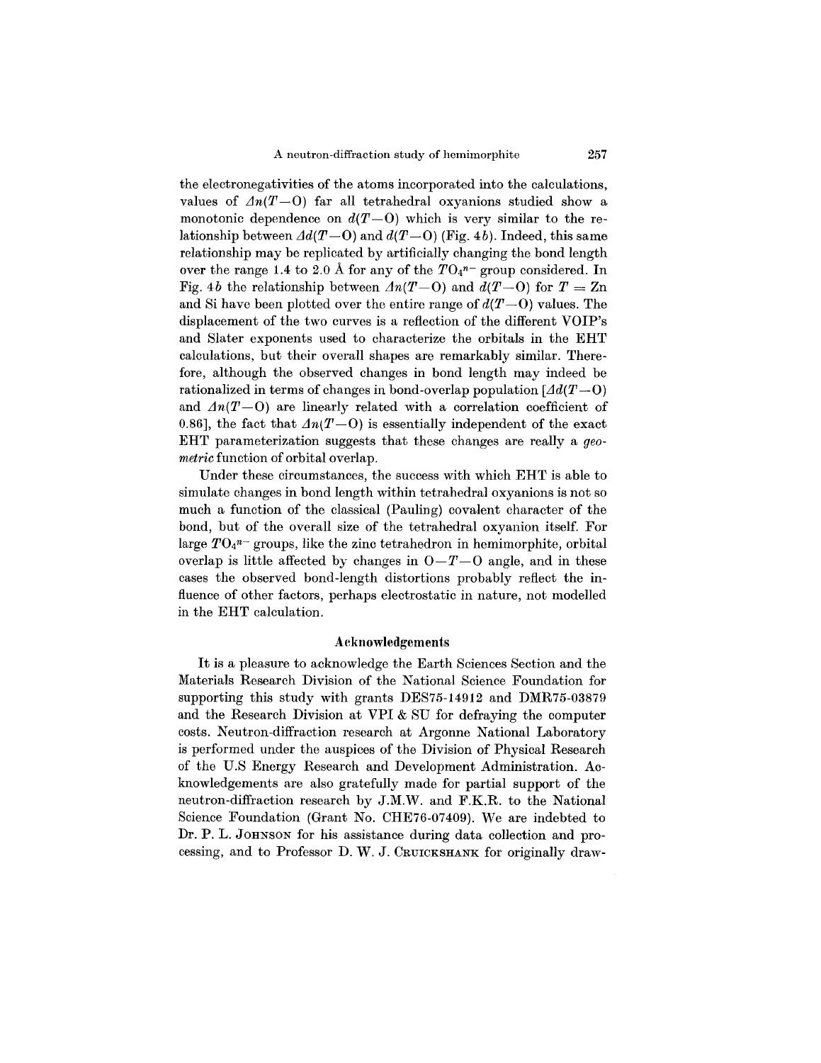the electronegativities of the atoms incorporated into the calculations, values of $\Delta n(T{-}O)$ far all tetrahedral oxyanions studied show a monotonic dependence on $d(T{-}O)$ which is very similar to the relationship between $\Delta d(T{-}O)$ and $d(T{-}O)$ (Fig. 4*b*). Indeed, this same relationship may be replicated by artificially changing the bond length over the range 1.4 to 2.0 Å for any of the $TO_4^{n-}$ group considered. In Fig. 4*b* the relationship between $\Delta n(T{-}O)$ and $d(T{-}O)$ for $T = Zn$ and Si have been plotted over the entire range of $d(T{-}O)$ values. The displacement of the two curves is a reflection of the different VOIP's and Slater exponents used to characterize the orbitals in the EHT calculations, but their overall shapes are remarkably similar. Therefore, although the observed changes in bond length may indeed be rationalized in terms of changes in bond-overlap population [$\Delta d(T{-}O)$ and $\Delta n(T{-}O)$ are linearly related with a correlation coefficient of 0.86], the fact that $\Delta n(T{-}O)$ is essentially independent of the exact EHT parameterization suggests that these changes are really a *geometric* function of orbital overlap.

Under these circumstances, the success with which EHT is able to simulate changes in bond length within tetrahedral oxyanions is not so much a function of the classical (Pauling) covalent character of the bond, but of the overall size of the tetrahedral oxyanion itself. For large $TO_4^{n-}$ groups, like the zinc tetrahedron in hemimorphite, orbital overlap is little affected by changes in $O{-}T{-}O$ angle, and in these cases the observed bond-length distortions probably reflect the influence of other factors, perhaps electrostatic in nature, not modelled in the EHT calculation.

## Acknowledgements

It is a pleasure to acknowledge the Earth Sciences Section and the Materials Research Division of the National Science Foundation for supporting this study with grants DES75-14912 and DMR75-03879 and the Research Division at VPI & SU for defraying the computer costs. Neutron-diffraction research at Argonne National Laboratory is performed under the auspices of the Division of Physical Research of the U.S Energy Research and Development Administration. Acknowledgements are also gratefully made for partial support of the neutron-diffraction research by J.M.W. and F.K.R. to the National Science Foundation (Grant No. CHE76-07409). We are indebted to Dr. P. L. Johnson for his assistance during data collection and processing, and to Professor D. W. J. Cruickshank for originally draw-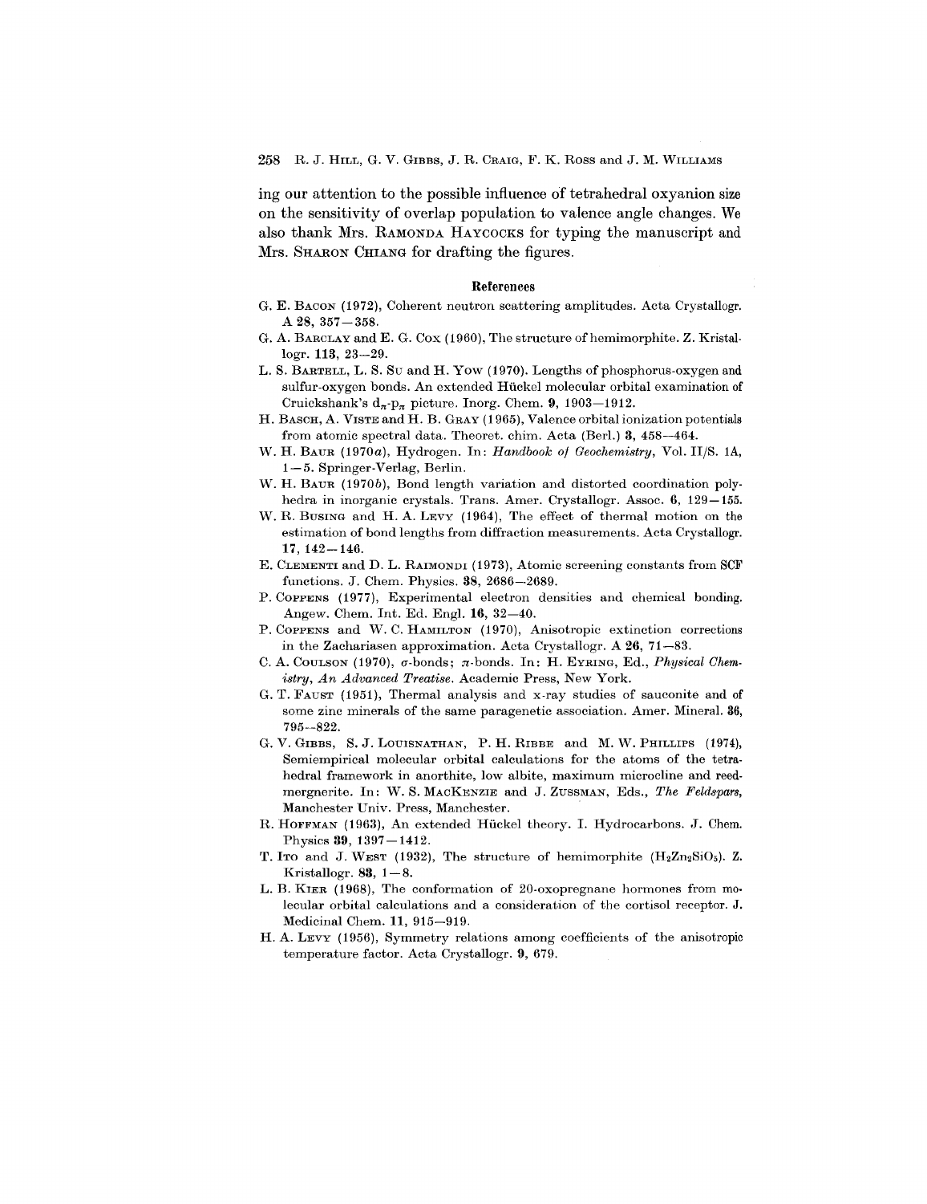ing our attention to the possible influence of tetrahedral oxyanion size on the sensitivity of overlap population to valence angle changes. We also thank Mrs. RAMONDA HAYCOCKS for typing the manuscript and Mrs. SHARON CHIANG for drafting the figures.

## References

G. E. BACON (1972), Coherent neutron scattering amplitudes. Acta Crystallogr. A **28**, 357–358.

G. A. BARCLAY and E. G. COX (1960), The structure of hemimorphite. Z. Kristallogr. **113**, 23–29.

L. S. BARTELL, L. S. SU and H. YOW (1970). Lengths of phosphorus-oxygen and sulfur-oxygen bonds. An extended Hückel molecular orbital examination of Cruickshank's $d_\pi$-$p_\pi$ picture. Inorg. Chem. **9**, 1903–1912.

H. BASCH, A. VISTE and H. B. GRAY (1965), Valence orbital ionization potentials from atomic spectral data. Theoret. chim. Acta (Berl.) **3**, 458–464.

W. H. BAUR (1970*a*), Hydrogen. In: *Handbook of Geochemistry*, Vol. II/S. 1A, 1–5. Springer-Verlag, Berlin.

W. H. BAUR (1970*b*), Bond length variation and distorted coordination polyhedra in inorganic crystals. Trans. Amer. Crystallogr. Assoc. **6**, 129–155.

W. R. BUSING and H. A. LEVY (1964), The effect of thermal motion on the estimation of bond lengths from diffraction measurements. Acta Crystallogr. **17**, 142–146.

E. CLEMENTI and D. L. RAIMONDI (1973), Atomic screening constants from SCF functions. J. Chem. Physics. **38**, 2686–2689.

P. COPPENS (1977), Experimental electron densities and chemical bonding. Angew. Chem. Int. Ed. Engl. **16**, 32–40.

P. COPPENS and W. C. HAMILTON (1970), Anisotropic extinction corrections in the Zachariasen approximation. Acta Crystallogr. A **26**, 71–83.

C. A. COULSON (1970), $\sigma$-bonds; $\pi$-bonds. In: H. EYRING, Ed., *Physical Chemistry, An Advanced Treatise*. Academic Press, New York.

G. T. FAUST (1951), Thermal analysis and x-ray studies of sauconite and of some zinc minerals of the same paragenetic association. Amer. Mineral. **36**, 795–822.

G. V. GIBBS, S. J. LOUISNATHAN, P. H. RIBBE and M. W. PHILLIPS (1974), Semiempirical molecular orbital calculations for the atoms of the tetrahedral framework in anorthite, low albite, maximum microcline and reedmergnerite. In: W. S. MACKENZIE and J. ZUSSMAN, Eds., *The Feldspars*, Manchester Univ. Press, Manchester.

R. HOFFMAN (1963), An extended Hückel theory. I. Hydrocarbons. J. Chem. Physics **39**, 1397–1412.

T. ITO and J. WEST (1932), The structure of hemimorphite ($H_2Zn_2SiO_5$). Z. Kristallogr. **83**, 1–8.

L. B. KIER (1968), The conformation of 20-oxopregnane hormones from molecular orbital calculations and a consideration of the cortisol receptor. J. Medicinal Chem. **11**, 915–919.

H. A. LEVY (1956), Symmetry relations among coefficients of the anisotropic temperature factor. Acta Crystallogr. **9**, 679.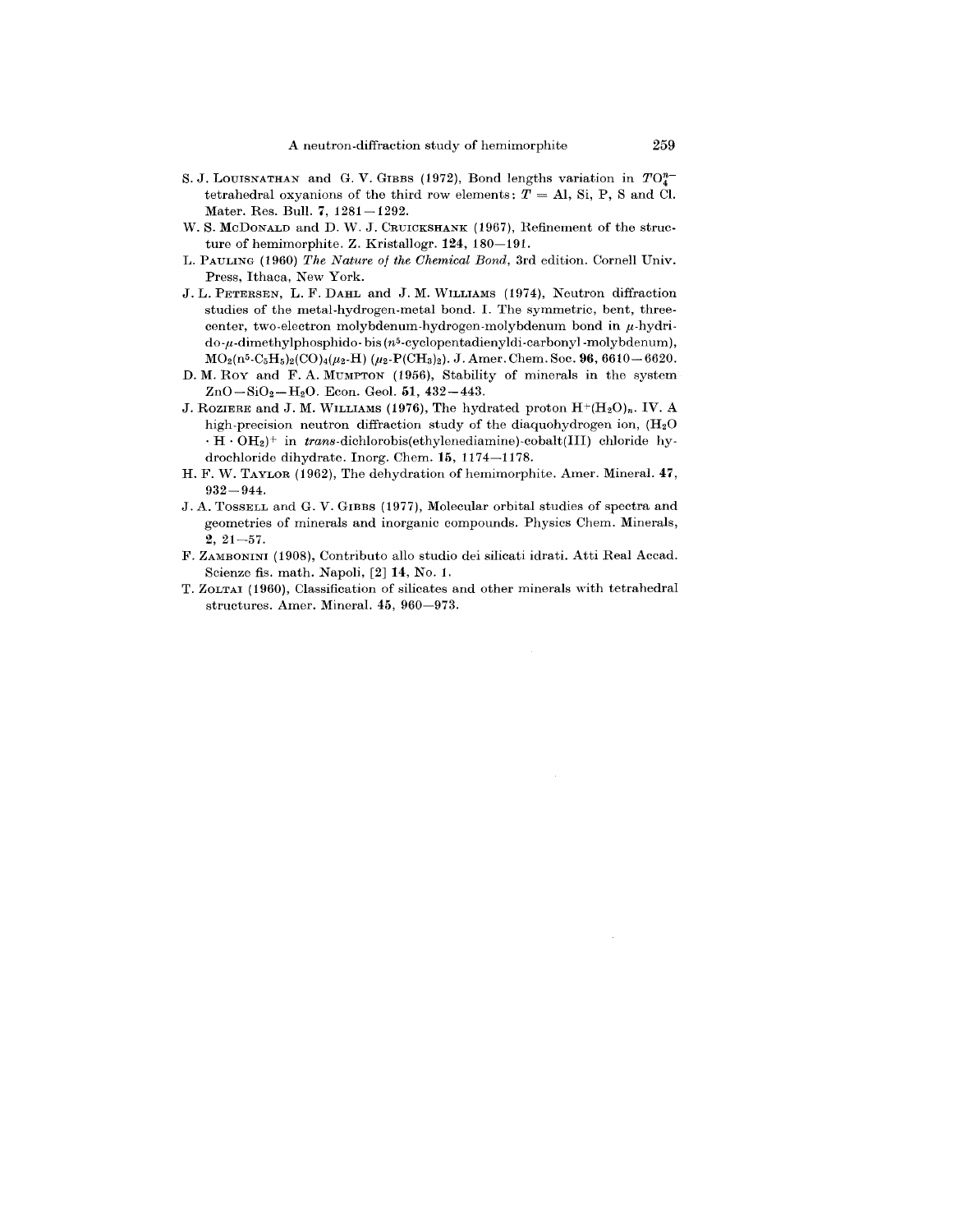S. J. Louisnathan and G. V. Gibbs (1972), Bond lengths variation in $TO_4^{n-}$ tetrahedral oxyanions of the third row elements: $T$ = Al, Si, P, S and Cl. Mater. Res. Bull. **7**, 1281–1292.

W. S. McDonald and D. W. J. Cruickshank (1967), Refinement of the structure of hemimorphite. Z. Kristallogr. **124**, 180–191.

L. Pauling (1960) *The Nature of the Chemical Bond*, 3rd edition. Cornell Univ. Press, Ithaca, New York.

J. L. Petersen, L. F. Dahl and J. M. Williams (1974), Neutron diffraction studies of the metal-hydrogen-metal bond. I. The symmetric, bent, three-center, two-electron molybdenum-hydrogen-molybdenum bond in $\mu$-hydrido-$\mu$-dimethylphosphido-bis($n^5$-cyclopentadienyldi-carbonyl-molybdenum), $MO_2(n^5\text{-}C_5H_5)_2(CO)_4(\mu_2\text{-}H)$ $(\mu_2\text{-}P(CH_3)_2)$. J. Amer. Chem. Soc. **96**, 6610–6620.

D. M. Roy and F. A. Mumpton (1956), Stability of minerals in the system $ZnO-SiO_2-H_2O$. Econ. Geol. **51**, 432–443.

J. Roziere and J. M. Williams (1976), The hydrated proton $H^+(H_2O)_n$. IV. A high-precision neutron diffraction study of the diaquohydrogen ion, $(H_2O \cdot H \cdot OH_2)^+$ in *trans*-dichlorobis(ethylenediamine)-cobalt(III) chloride hydrochloride dihydrate. Inorg. Chem. **15**, 1174–1178.

H. F. W. Taylor (1962), The dehydration of hemimorphite. Amer. Mineral. **47**, 932–944.

J. A. Tossell and G. V. Gibbs (1977), Molecular orbital studies of spectra and geometries of minerals and inorganic compounds. Physics Chem. Minerals, **2**, 21–57.

F. Zambonini (1908), Contributo allo studio dei silicati idrati. Atti Real Accad. Scienze fis. math. Napoli, [2] **14**, No. 1.

T. Zoltai (1960), Classification of silicates and other minerals with tetrahedral structures. Amer. Mineral. **45**, 960–973.